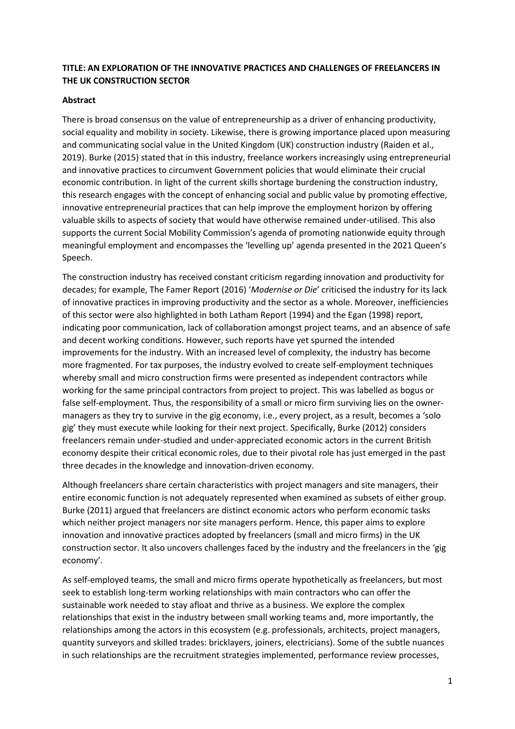**TITLE: AN EXPLORATION OF THE INNOVATIVE PRACTICES AND CHALLENGES OF FREELANCERS IN THE UK CONSTRUCTION SECTOR**

**Abstract**

There is broad consensus on the value of entrepreneurship as a driver of enhancing productivity, social equality and mobility in society. Likewise, there is growing importance placed upon measuring and communicating social value in the United Kingdom (UK) construction industry (Raiden et al., 2019). Burke (2015) stated that in this industry, freelance workers increasingly using entrepreneurial and innovative practices to circumvent Government policies that would eliminate their crucial economic contribution. In light of the current skills shortage burdening the construction industry, this research engages with the concept of enhancing social and public value by promoting effective, innovative entrepreneurial practices that can help improve the employment horizon by offering valuable skills to aspects of society that would have otherwise remained under-utilised. This also supports the current Social Mobility Commission's agenda of promoting nationwide equity through meaningful employment and encompasses the 'levelling up' agenda presented in the 2021 Queen's Speech.

The construction industry has received constant criticism regarding innovation and productivity for decades; for example, The Famer Report (2016) '*Modernise or Die*' criticised the industry for its lack of innovative practices in improving productivity and the sector as a whole. Moreover, inefficiencies of this sector were also highlighted in both Latham Report (1994) and the Egan (1998) report, indicating poor communication, lack of collaboration amongst project teams, and an absence of safe and decent working conditions. However, such reports have yet spurned the intended improvements for the industry. With an increased level of complexity, the industry has become more fragmented. For tax purposes, the industry evolved to create self-employment techniques whereby small and micro construction firms were presented as independent contractors while working for the same principal contractors from project to project. This was labelled as bogus or false self-employment. Thus, the responsibility of a small or micro firm surviving lies on the owner-managers as they try to survive in the gig economy, i.e., every project, as a result, becomes a 'solo gig' they must execute while looking for their next project. Specifically, Burke (2012) considers freelancers remain under-studied and under-appreciated economic actors in the current British economy despite their critical economic roles, due to their pivotal role has just emerged in the past three decades in the knowledge and innovation-driven economy.

Although freelancers share certain characteristics with project managers and site managers, their entire economic function is not adequately represented when examined as subsets of either group. Burke (2011) argued that freelancers are distinct economic actors who perform economic tasks which neither project managers nor site managers perform. Hence, this paper aims to explore innovation and innovative practices adopted by freelancers (small and micro firms) in the UK construction sector. It also uncovers challenges faced by the industry and the freelancers in the 'gig economy'.

As self-employed teams, the small and micro firms operate hypothetically as freelancers, but most seek to establish long-term working relationships with main contractors who can offer the sustainable work needed to stay afloat and thrive as a business. We explore the complex relationships that exist in the industry between small working teams and, more importantly, the relationships among the actors in this ecosystem (e.g. professionals, architects, project managers, quantity surveyors and skilled trades: bricklayers, joiners, electricians). Some of the subtle nuances in such relationships are the recruitment strategies implemented, performance review processes,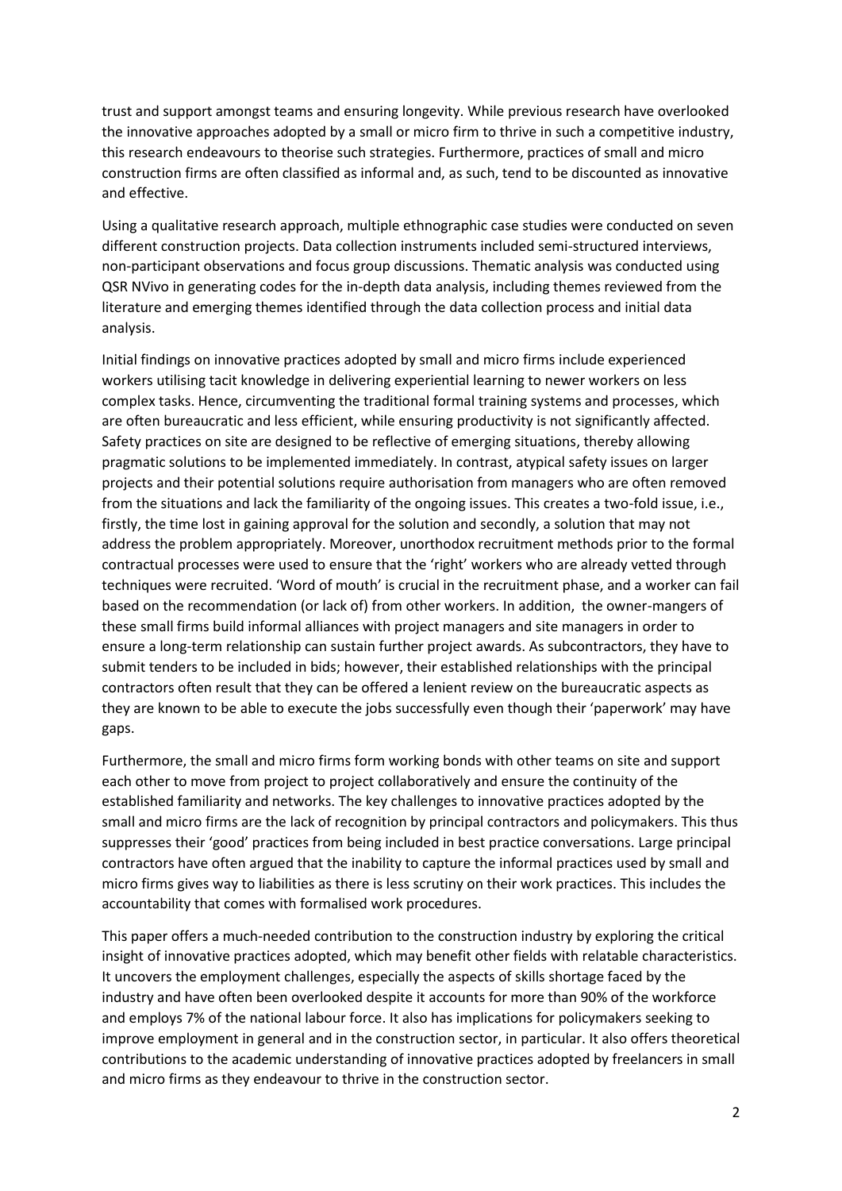trust and support amongst teams and ensuring longevity. While previous research have overlooked the innovative approaches adopted by a small or micro firm to thrive in such a competitive industry, this research endeavours to theorise such strategies. Furthermore, practices of small and micro construction firms are often classified as informal and, as such, tend to be discounted as innovative and effective.

Using a qualitative research approach, multiple ethnographic case studies were conducted on seven different construction projects. Data collection instruments included semi-structured interviews, non-participant observations and focus group discussions. Thematic analysis was conducted using QSR NVivo in generating codes for the in-depth data analysis, including themes reviewed from the literature and emerging themes identified through the data collection process and initial data analysis.

Initial findings on innovative practices adopted by small and micro firms include experienced workers utilising tacit knowledge in delivering experiential learning to newer workers on less complex tasks. Hence, circumventing the traditional formal training systems and processes, which are often bureaucratic and less efficient, while ensuring productivity is not significantly affected. Safety practices on site are designed to be reflective of emerging situations, thereby allowing pragmatic solutions to be implemented immediately. In contrast, atypical safety issues on larger projects and their potential solutions require authorisation from managers who are often removed from the situations and lack the familiarity of the ongoing issues. This creates a two-fold issue, i.e., firstly, the time lost in gaining approval for the solution and secondly, a solution that may not address the problem appropriately. Moreover, unorthodox recruitment methods prior to the formal contractual processes were used to ensure that the 'right' workers who are already vetted through techniques were recruited. 'Word of mouth' is crucial in the recruitment phase, and a worker can fail based on the recommendation (or lack of) from other workers. In addition, the owner-mangers of these small firms build informal alliances with project managers and site managers in order to ensure a long-term relationship can sustain further project awards. As subcontractors, they have to submit tenders to be included in bids; however, their established relationships with the principal contractors often result that they can be offered a lenient review on the bureaucratic aspects as they are known to be able to execute the jobs successfully even though their 'paperwork' may have gaps.

Furthermore, the small and micro firms form working bonds with other teams on site and support each other to move from project to project collaboratively and ensure the continuity of the established familiarity and networks. The key challenges to innovative practices adopted by the small and micro firms are the lack of recognition by principal contractors and policymakers. This thus suppresses their 'good' practices from being included in best practice conversations. Large principal contractors have often argued that the inability to capture the informal practices used by small and micro firms gives way to liabilities as there is less scrutiny on their work practices. This includes the accountability that comes with formalised work procedures.

This paper offers a much-needed contribution to the construction industry by exploring the critical insight of innovative practices adopted, which may benefit other fields with relatable characteristics. It uncovers the employment challenges, especially the aspects of skills shortage faced by the industry and have often been overlooked despite it accounts for more than 90% of the workforce and employs 7% of the national labour force. It also has implications for policymakers seeking to improve employment in general and in the construction sector, in particular. It also offers theoretical contributions to the academic understanding of innovative practices adopted by freelancers in small and micro firms as they endeavour to thrive in the construction sector.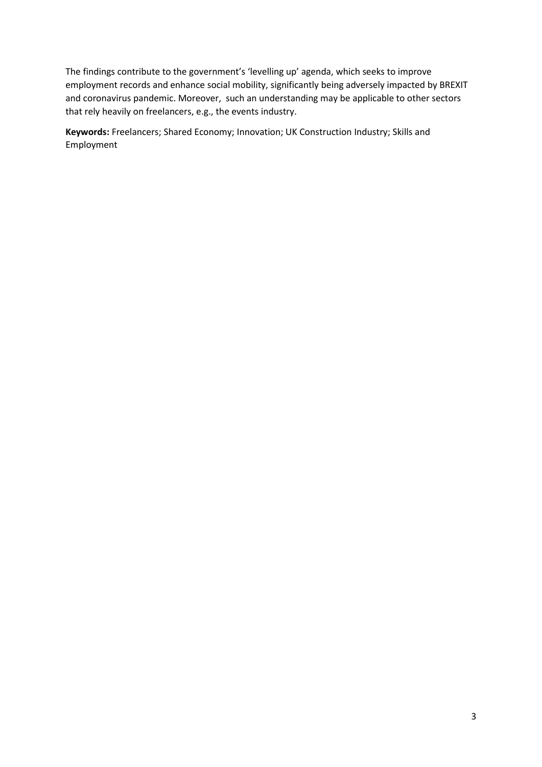The findings contribute to the government's 'levelling up' agenda, which seeks to improve employment records and enhance social mobility, significantly being adversely impacted by BREXIT and coronavirus pandemic. Moreover, such an understanding may be applicable to other sectors that rely heavily on freelancers, e.g., the events industry.

**Keywords:** Freelancers; Shared Economy; Innovation; UK Construction Industry; Skills and Employment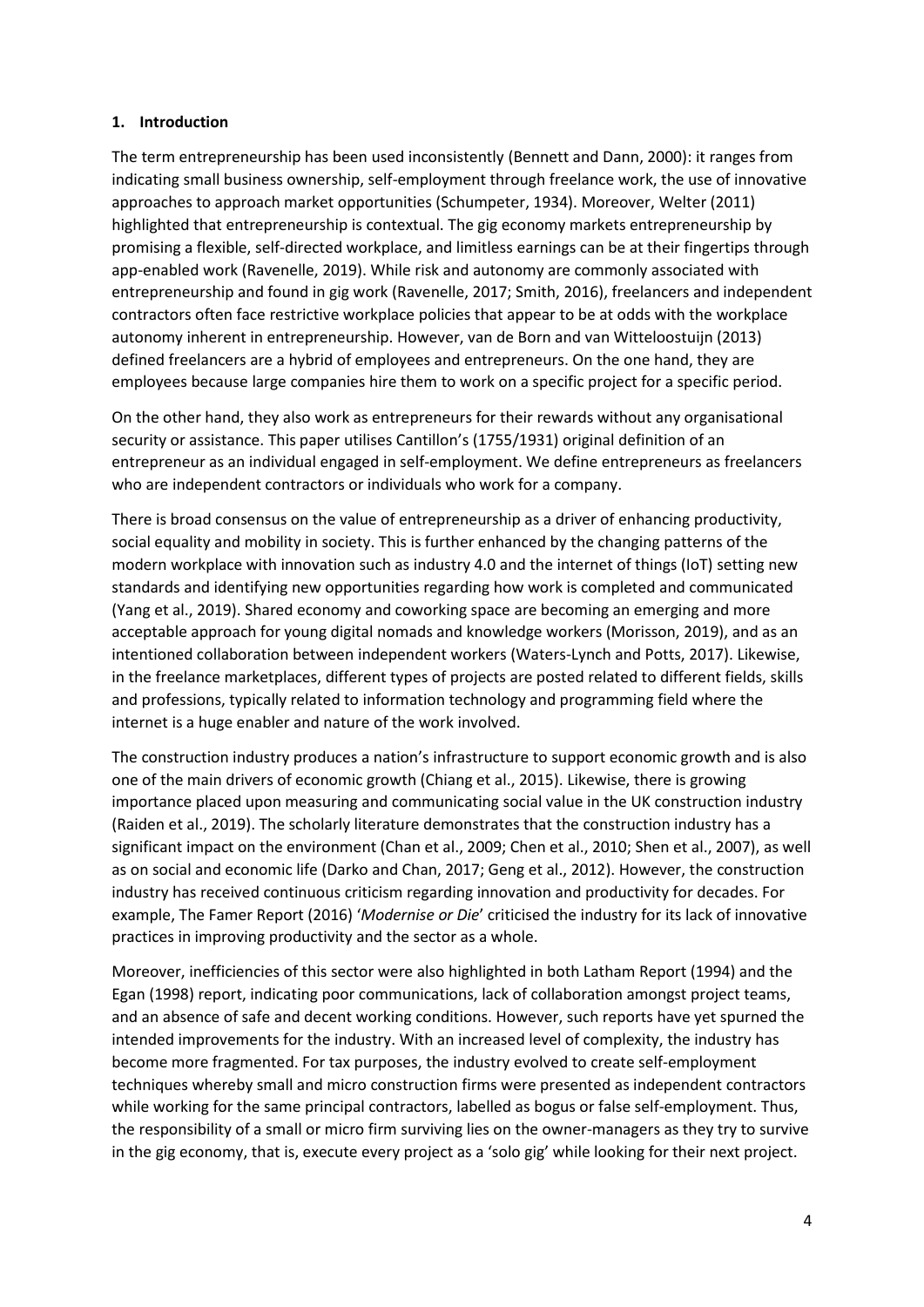## 1. Introduction

The term entrepreneurship has been used inconsistently (Bennett and Dann, 2000): it ranges from indicating small business ownership, self-employment through freelance work, the use of innovative approaches to approach market opportunities (Schumpeter, 1934). Moreover, Welter (2011) highlighted that entrepreneurship is contextual. The gig economy markets entrepreneurship by promising a flexible, self-directed workplace, and limitless earnings can be at their fingertips through app-enabled work (Ravenelle, 2019). While risk and autonomy are commonly associated with entrepreneurship and found in gig work (Ravenelle, 2017; Smith, 2016), freelancers and independent contractors often face restrictive workplace policies that appear to be at odds with the workplace autonomy inherent in entrepreneurship. However, van de Born and van Witteloostuijn (2013) defined freelancers are a hybrid of employees and entrepreneurs. On the one hand, they are employees because large companies hire them to work on a specific project for a specific period.

On the other hand, they also work as entrepreneurs for their rewards without any organisational security or assistance. This paper utilises Cantillon's (1755/1931) original definition of an entrepreneur as an individual engaged in self-employment. We define entrepreneurs as freelancers who are independent contractors or individuals who work for a company.

There is broad consensus on the value of entrepreneurship as a driver of enhancing productivity, social equality and mobility in society. This is further enhanced by the changing patterns of the modern workplace with innovation such as industry 4.0 and the internet of things (IoT) setting new standards and identifying new opportunities regarding how work is completed and communicated (Yang et al., 2019). Shared economy and coworking space are becoming an emerging and more acceptable approach for young digital nomads and knowledge workers (Morisson, 2019), and as an intentioned collaboration between independent workers (Waters-Lynch and Potts, 2017). Likewise, in the freelance marketplaces, different types of projects are posted related to different fields, skills and professions, typically related to information technology and programming field where the internet is a huge enabler and nature of the work involved.

The construction industry produces a nation's infrastructure to support economic growth and is also one of the main drivers of economic growth (Chiang et al., 2015). Likewise, there is growing importance placed upon measuring and communicating social value in the UK construction industry (Raiden et al., 2019). The scholarly literature demonstrates that the construction industry has a significant impact on the environment (Chan et al., 2009; Chen et al., 2010; Shen et al., 2007), as well as on social and economic life (Darko and Chan, 2017; Geng et al., 2012). However, the construction industry has received continuous criticism regarding innovation and productivity for decades. For example, The Famer Report (2016) '*Modernise or Die*' criticised the industry for its lack of innovative practices in improving productivity and the sector as a whole.

Moreover, inefficiencies of this sector were also highlighted in both Latham Report (1994) and the Egan (1998) report, indicating poor communications, lack of collaboration amongst project teams, and an absence of safe and decent working conditions. However, such reports have yet spurned the intended improvements for the industry. With an increased level of complexity, the industry has become more fragmented. For tax purposes, the industry evolved to create self-employment techniques whereby small and micro construction firms were presented as independent contractors while working for the same principal contractors, labelled as bogus or false self-employment. Thus, the responsibility of a small or micro firm surviving lies on the owner-managers as they try to survive in the gig economy, that is, execute every project as a 'solo gig' while looking for their next project.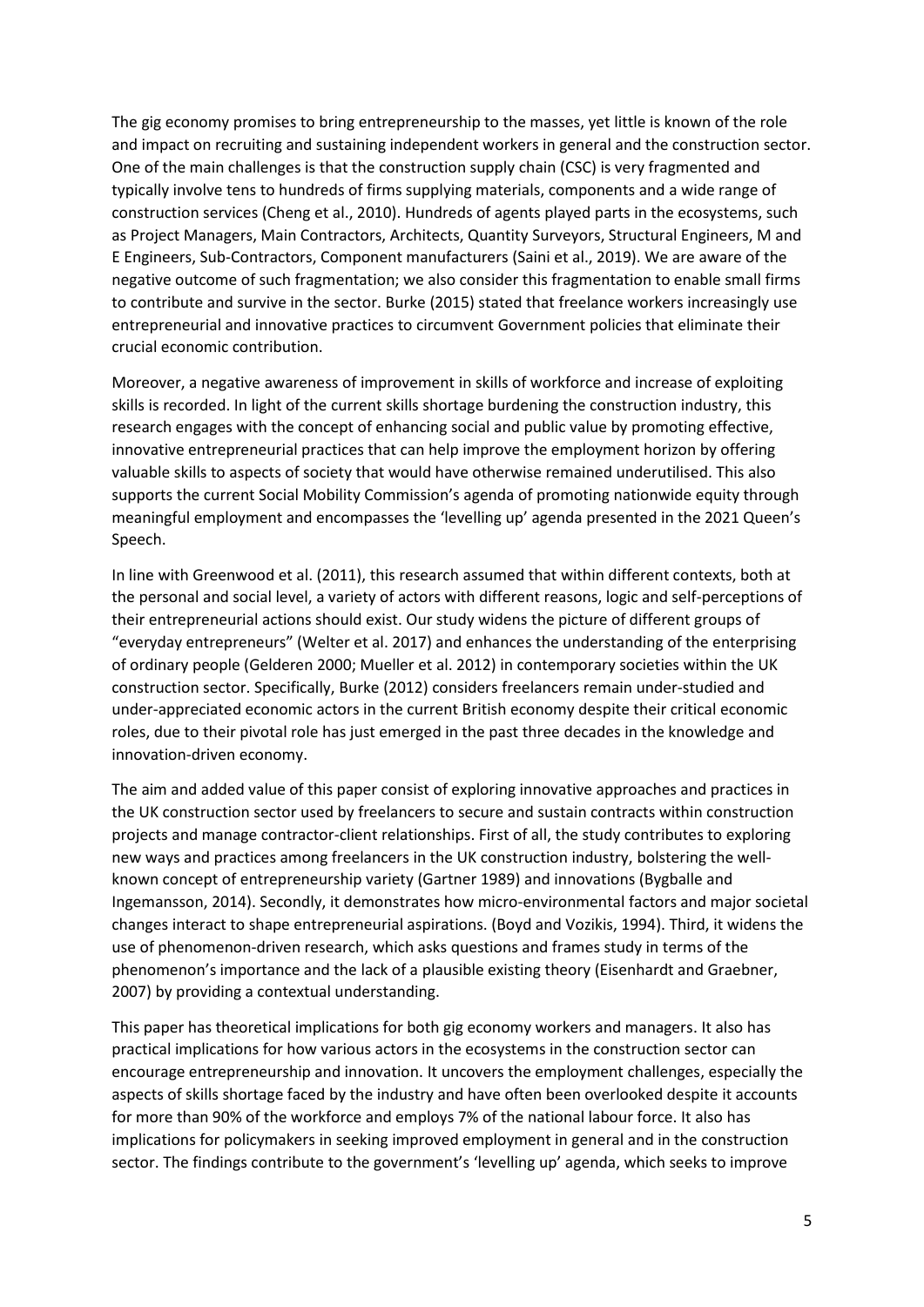The gig economy promises to bring entrepreneurship to the masses, yet little is known of the role and impact on recruiting and sustaining independent workers in general and the construction sector. One of the main challenges is that the construction supply chain (CSC) is very fragmented and typically involve tens to hundreds of firms supplying materials, components and a wide range of construction services (Cheng et al., 2010). Hundreds of agents played parts in the ecosystems, such as Project Managers, Main Contractors, Architects, Quantity Surveyors, Structural Engineers, M and E Engineers, Sub-Contractors, Component manufacturers (Saini et al., 2019). We are aware of the negative outcome of such fragmentation; we also consider this fragmentation to enable small firms to contribute and survive in the sector. Burke (2015) stated that freelance workers increasingly use entrepreneurial and innovative practices to circumvent Government policies that eliminate their crucial economic contribution.

Moreover, a negative awareness of improvement in skills of workforce and increase of exploiting skills is recorded. In light of the current skills shortage burdening the construction industry, this research engages with the concept of enhancing social and public value by promoting effective, innovative entrepreneurial practices that can help improve the employment horizon by offering valuable skills to aspects of society that would have otherwise remained underutilised. This also supports the current Social Mobility Commission's agenda of promoting nationwide equity through meaningful employment and encompasses the 'levelling up' agenda presented in the 2021 Queen's Speech.

In line with Greenwood et al. (2011), this research assumed that within different contexts, both at the personal and social level, a variety of actors with different reasons, logic and self-perceptions of their entrepreneurial actions should exist. Our study widens the picture of different groups of "everyday entrepreneurs" (Welter et al. 2017) and enhances the understanding of the enterprising of ordinary people (Gelderen 2000; Mueller et al. 2012) in contemporary societies within the UK construction sector. Specifically, Burke (2012) considers freelancers remain under-studied and under-appreciated economic actors in the current British economy despite their critical economic roles, due to their pivotal role has just emerged in the past three decades in the knowledge and innovation-driven economy.

The aim and added value of this paper consist of exploring innovative approaches and practices in the UK construction sector used by freelancers to secure and sustain contracts within construction projects and manage contractor-client relationships. First of all, the study contributes to exploring new ways and practices among freelancers in the UK construction industry, bolstering the well-known concept of entrepreneurship variety (Gartner 1989) and innovations (Bygballe and Ingemansson, 2014). Secondly, it demonstrates how micro-environmental factors and major societal changes interact to shape entrepreneurial aspirations. (Boyd and Vozikis, 1994). Third, it widens the use of phenomenon-driven research, which asks questions and frames study in terms of the phenomenon's importance and the lack of a plausible existing theory (Eisenhardt and Graebner, 2007) by providing a contextual understanding.

This paper has theoretical implications for both gig economy workers and managers. It also has practical implications for how various actors in the ecosystems in the construction sector can encourage entrepreneurship and innovation. It uncovers the employment challenges, especially the aspects of skills shortage faced by the industry and have often been overlooked despite it accounts for more than 90% of the workforce and employs 7% of the national labour force. It also has implications for policymakers in seeking improved employment in general and in the construction sector. The findings contribute to the government's 'levelling up' agenda, which seeks to improve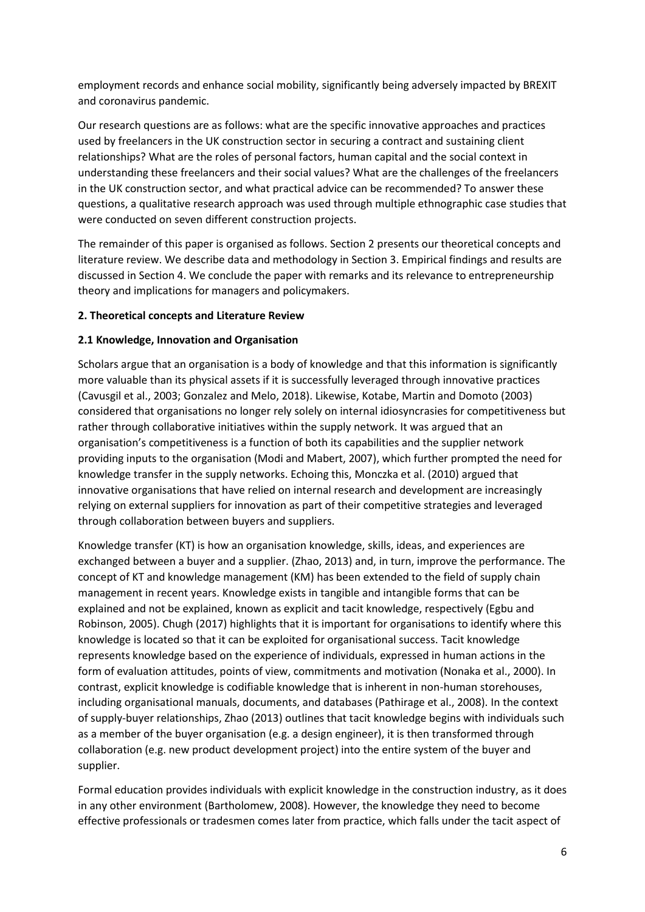employment records and enhance social mobility, significantly being adversely impacted by BREXIT and coronavirus pandemic.

Our research questions are as follows: what are the specific innovative approaches and practices used by freelancers in the UK construction sector in securing a contract and sustaining client relationships? What are the roles of personal factors, human capital and the social context in understanding these freelancers and their social values? What are the challenges of the freelancers in the UK construction sector, and what practical advice can be recommended? To answer these questions, a qualitative research approach was used through multiple ethnographic case studies that were conducted on seven different construction projects.

The remainder of this paper is organised as follows. Section 2 presents our theoretical concepts and literature review. We describe data and methodology in Section 3. Empirical findings and results are discussed in Section 4. We conclude the paper with remarks and its relevance to entrepreneurship theory and implications for managers and policymakers.

## 2. Theoretical concepts and Literature Review

### 2.1 Knowledge, Innovation and Organisation

Scholars argue that an organisation is a body of knowledge and that this information is significantly more valuable than its physical assets if it is successfully leveraged through innovative practices (Cavusgil et al., 2003; Gonzalez and Melo, 2018). Likewise, Kotabe, Martin and Domoto (2003) considered that organisations no longer rely solely on internal idiosyncrasies for competitiveness but rather through collaborative initiatives within the supply network. It was argued that an organisation's competitiveness is a function of both its capabilities and the supplier network providing inputs to the organisation (Modi and Mabert, 2007), which further prompted the need for knowledge transfer in the supply networks. Echoing this, Monczka et al. (2010) argued that innovative organisations that have relied on internal research and development are increasingly relying on external suppliers for innovation as part of their competitive strategies and leveraged through collaboration between buyers and suppliers.

Knowledge transfer (KT) is how an organisation knowledge, skills, ideas, and experiences are exchanged between a buyer and a supplier. (Zhao, 2013) and, in turn, improve the performance. The concept of KT and knowledge management (KM) has been extended to the field of supply chain management in recent years. Knowledge exists in tangible and intangible forms that can be explained and not be explained, known as explicit and tacit knowledge, respectively (Egbu and Robinson, 2005). Chugh (2017) highlights that it is important for organisations to identify where this knowledge is located so that it can be exploited for organisational success. Tacit knowledge represents knowledge based on the experience of individuals, expressed in human actions in the form of evaluation attitudes, points of view, commitments and motivation (Nonaka et al., 2000). In contrast, explicit knowledge is codifiable knowledge that is inherent in non-human storehouses, including organisational manuals, documents, and databases (Pathirage et al., 2008). In the context of supply-buyer relationships, Zhao (2013) outlines that tacit knowledge begins with individuals such as a member of the buyer organisation (e.g. a design engineer), it is then transformed through collaboration (e.g. new product development project) into the entire system of the buyer and supplier.

Formal education provides individuals with explicit knowledge in the construction industry, as it does in any other environment (Bartholomew, 2008). However, the knowledge they need to become effective professionals or tradesmen comes later from practice, which falls under the tacit aspect of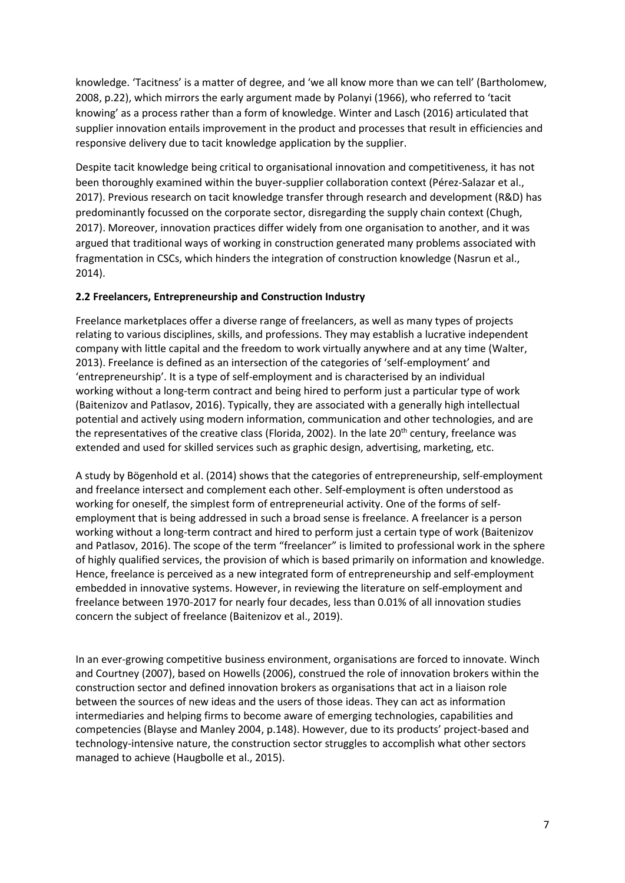knowledge. 'Tacitness' is a matter of degree, and 'we all know more than we can tell' (Bartholomew, 2008, p.22), which mirrors the early argument made by Polanyi (1966), who referred to 'tacit knowing' as a process rather than a form of knowledge. Winter and Lasch (2016) articulated that supplier innovation entails improvement in the product and processes that result in efficiencies and responsive delivery due to tacit knowledge application by the supplier.

Despite tacit knowledge being critical to organisational innovation and competitiveness, it has not been thoroughly examined within the buyer-supplier collaboration context (Pérez-Salazar et al., 2017). Previous research on tacit knowledge transfer through research and development (R&D) has predominantly focussed on the corporate sector, disregarding the supply chain context (Chugh, 2017). Moreover, innovation practices differ widely from one organisation to another, and it was argued that traditional ways of working in construction generated many problems associated with fragmentation in CSCs, which hinders the integration of construction knowledge (Nasrun et al., 2014).

### 2.2 Freelancers, Entrepreneurship and Construction Industry

Freelance marketplaces offer a diverse range of freelancers, as well as many types of projects relating to various disciplines, skills, and professions. They may establish a lucrative independent company with little capital and the freedom to work virtually anywhere and at any time (Walter, 2013). Freelance is defined as an intersection of the categories of 'self-employment' and 'entrepreneurship'. It is a type of self-employment and is characterised by an individual working without a long-term contract and being hired to perform just a particular type of work (Baitenizov and Patlasov, 2016). Typically, they are associated with a generally high intellectual potential and actively using modern information, communication and other technologies, and are the representatives of the creative class (Florida, 2002). In the late 20th century, freelance was extended and used for skilled services such as graphic design, advertising, marketing, etc.

A study by Bögenhold et al. (2014) shows that the categories of entrepreneurship, self-employment and freelance intersect and complement each other. Self-employment is often understood as working for oneself, the simplest form of entrepreneurial activity. One of the forms of self-employment that is being addressed in such a broad sense is freelance. A freelancer is a person working without a long-term contract and hired to perform just a certain type of work (Baitenizov and Patlasov, 2016). The scope of the term "freelancer" is limited to professional work in the sphere of highly qualified services, the provision of which is based primarily on information and knowledge. Hence, freelance is perceived as a new integrated form of entrepreneurship and self-employment embedded in innovative systems. However, in reviewing the literature on self-employment and freelance between 1970-2017 for nearly four decades, less than 0.01% of all innovation studies concern the subject of freelance (Baitenizov et al., 2019).

In an ever-growing competitive business environment, organisations are forced to innovate. Winch and Courtney (2007), based on Howells (2006), construed the role of innovation brokers within the construction sector and defined innovation brokers as organisations that act in a liaison role between the sources of new ideas and the users of those ideas. They can act as information intermediaries and helping firms to become aware of emerging technologies, capabilities and competencies (Blayse and Manley 2004, p.148). However, due to its products' project-based and technology-intensive nature, the construction sector struggles to accomplish what other sectors managed to achieve (Haugbolle et al., 2015).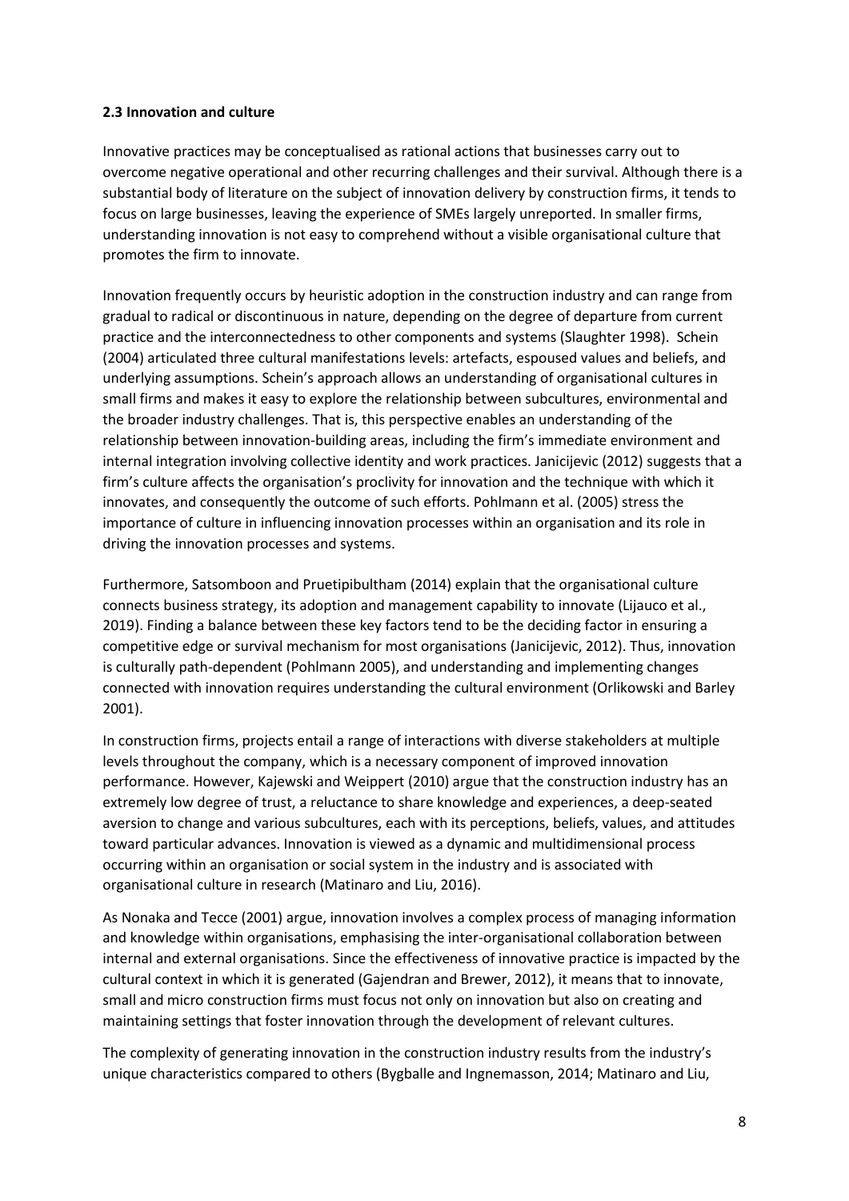**2.3 Innovation and culture**

Innovative practices may be conceptualised as rational actions that businesses carry out to overcome negative operational and other recurring challenges and their survival. Although there is a substantial body of literature on the subject of innovation delivery by construction firms, it tends to focus on large businesses, leaving the experience of SMEs largely unreported. In smaller firms, understanding innovation is not easy to comprehend without a visible organisational culture that promotes the firm to innovate.

Innovation frequently occurs by heuristic adoption in the construction industry and can range from gradual to radical or discontinuous in nature, depending on the degree of departure from current practice and the interconnectedness to other components and systems (Slaughter 1998). Schein (2004) articulated three cultural manifestations levels: artefacts, espoused values and beliefs, and underlying assumptions. Schein's approach allows an understanding of organisational cultures in small firms and makes it easy to explore the relationship between subcultures, environmental and the broader industry challenges. That is, this perspective enables an understanding of the relationship between innovation-building areas, including the firm's immediate environment and internal integration involving collective identity and work practices. Janicijevic (2012) suggests that a firm's culture affects the organisation's proclivity for innovation and the technique with which it innovates, and consequently the outcome of such efforts. Pohlmann et al. (2005) stress the importance of culture in influencing innovation processes within an organisation and its role in driving the innovation processes and systems.

Furthermore, Satsomboon and Pruetipibultham (2014) explain that the organisational culture connects business strategy, its adoption and management capability to innovate (Lijauco et al., 2019). Finding a balance between these key factors tend to be the deciding factor in ensuring a competitive edge or survival mechanism for most organisations (Janicijevic, 2012). Thus, innovation is culturally path-dependent (Pohlmann 2005), and understanding and implementing changes connected with innovation requires understanding the cultural environment (Orlikowski and Barley 2001).

In construction firms, projects entail a range of interactions with diverse stakeholders at multiple levels throughout the company, which is a necessary component of improved innovation performance. However, Kajewski and Weippert (2010) argue that the construction industry has an extremely low degree of trust, a reluctance to share knowledge and experiences, a deep-seated aversion to change and various subcultures, each with its perceptions, beliefs, values, and attitudes toward particular advances. Innovation is viewed as a dynamic and multidimensional process occurring within an organisation or social system in the industry and is associated with organisational culture in research (Matinaro and Liu, 2016).

As Nonaka and Tecce (2001) argue, innovation involves a complex process of managing information and knowledge within organisations, emphasising the inter-organisational collaboration between internal and external organisations. Since the effectiveness of innovative practice is impacted by the cultural context in which it is generated (Gajendran and Brewer, 2012), it means that to innovate, small and micro construction firms must focus not only on innovation but also on creating and maintaining settings that foster innovation through the development of relevant cultures.

The complexity of generating innovation in the construction industry results from the industry's unique characteristics compared to others (Bygballe and Ingnemasson, 2014; Matinaro and Liu,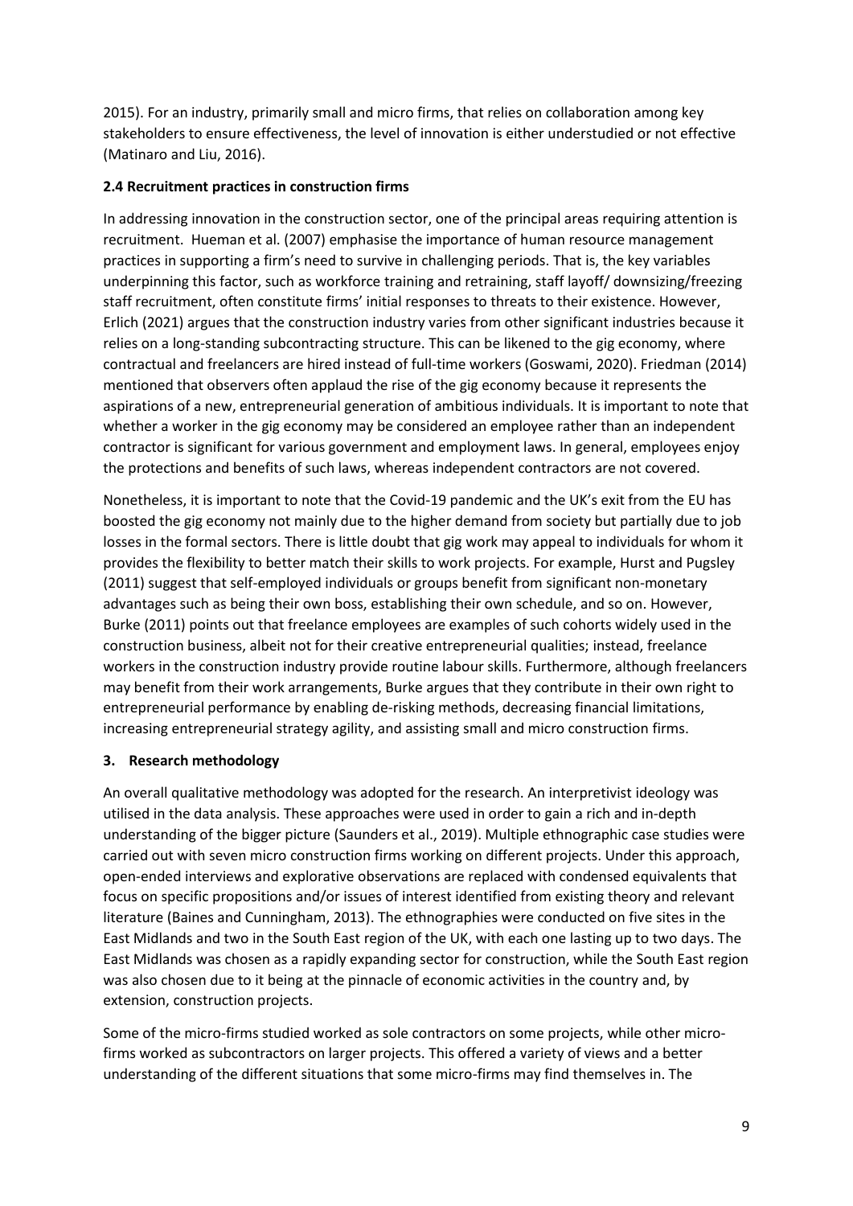2015). For an industry, primarily small and micro firms, that relies on collaboration among key stakeholders to ensure effectiveness, the level of innovation is either understudied or not effective (Matinaro and Liu, 2016).

### 2.4 Recruitment practices in construction firms

In addressing innovation in the construction sector, one of the principal areas requiring attention is recruitment. Hueman et al. (2007) emphasise the importance of human resource management practices in supporting a firm's need to survive in challenging periods. That is, the key variables underpinning this factor, such as workforce training and retraining, staff layoff/ downsizing/freezing staff recruitment, often constitute firms' initial responses to threats to their existence. However, Erlich (2021) argues that the construction industry varies from other significant industries because it relies on a long-standing subcontracting structure. This can be likened to the gig economy, where contractual and freelancers are hired instead of full-time workers (Goswami, 2020). Friedman (2014) mentioned that observers often applaud the rise of the gig economy because it represents the aspirations of a new, entrepreneurial generation of ambitious individuals. It is important to note that whether a worker in the gig economy may be considered an employee rather than an independent contractor is significant for various government and employment laws. In general, employees enjoy the protections and benefits of such laws, whereas independent contractors are not covered.

Nonetheless, it is important to note that the Covid-19 pandemic and the UK's exit from the EU has boosted the gig economy not mainly due to the higher demand from society but partially due to job losses in the formal sectors. There is little doubt that gig work may appeal to individuals for whom it provides the flexibility to better match their skills to work projects. For example, Hurst and Pugsley (2011) suggest that self-employed individuals or groups benefit from significant non-monetary advantages such as being their own boss, establishing their own schedule, and so on. However, Burke (2011) points out that freelance employees are examples of such cohorts widely used in the construction business, albeit not for their creative entrepreneurial qualities; instead, freelance workers in the construction industry provide routine labour skills. Furthermore, although freelancers may benefit from their work arrangements, Burke argues that they contribute in their own right to entrepreneurial performance by enabling de-risking methods, decreasing financial limitations, increasing entrepreneurial strategy agility, and assisting small and micro construction firms.

## 3. Research methodology

An overall qualitative methodology was adopted for the research. An interpretivist ideology was utilised in the data analysis. These approaches were used in order to gain a rich and in-depth understanding of the bigger picture (Saunders et al., 2019). Multiple ethnographic case studies were carried out with seven micro construction firms working on different projects. Under this approach, open-ended interviews and explorative observations are replaced with condensed equivalents that focus on specific propositions and/or issues of interest identified from existing theory and relevant literature (Baines and Cunningham, 2013). The ethnographies were conducted on five sites in the East Midlands and two in the South East region of the UK, with each one lasting up to two days. The East Midlands was chosen as a rapidly expanding sector for construction, while the South East region was also chosen due to it being at the pinnacle of economic activities in the country and, by extension, construction projects.

Some of the micro-firms studied worked as sole contractors on some projects, while other micro-firms worked as subcontractors on larger projects. This offered a variety of views and a better understanding of the different situations that some micro-firms may find themselves in. The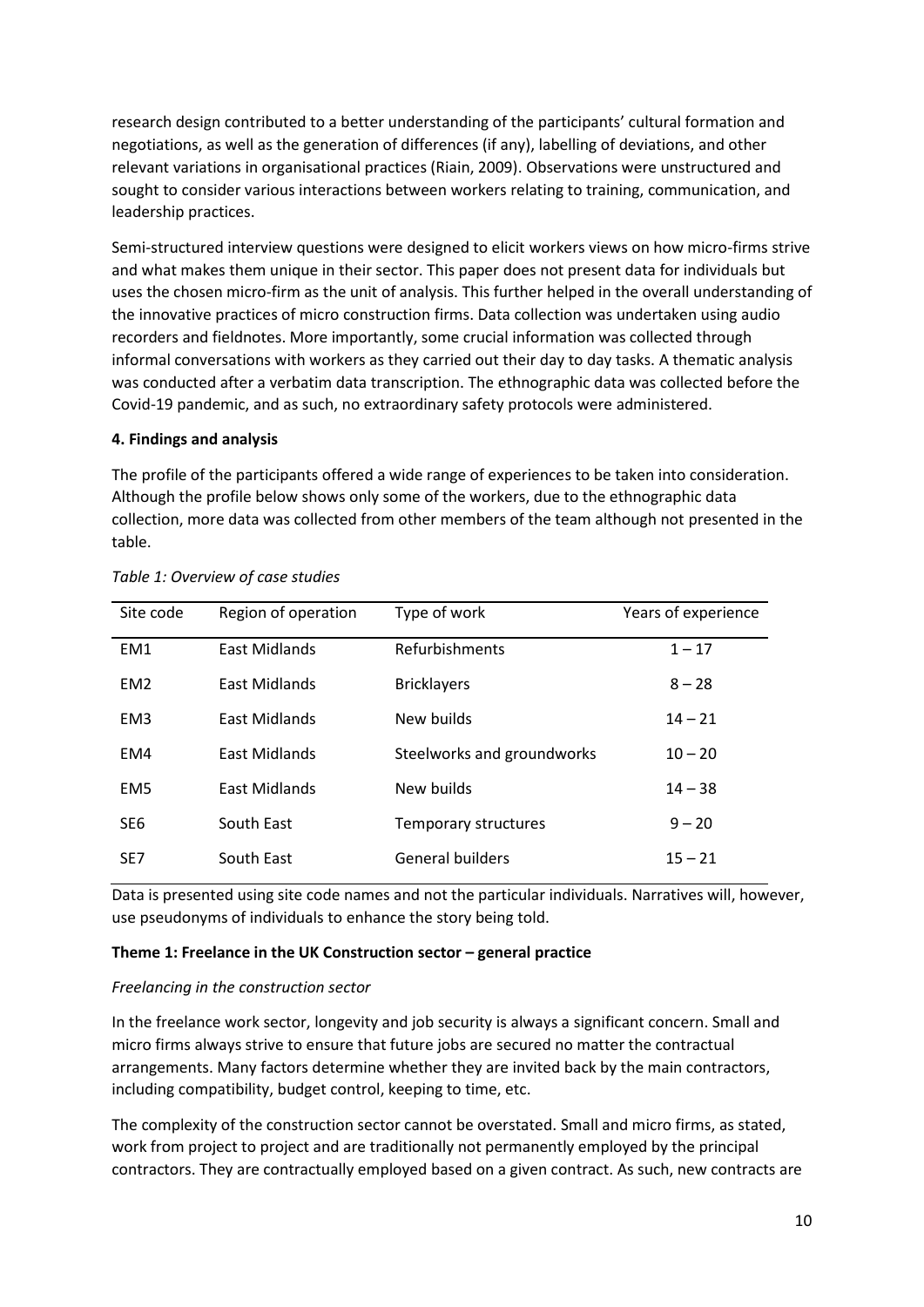research design contributed to a better understanding of the participants' cultural formation and negotiations, as well as the generation of differences (if any), labelling of deviations, and other relevant variations in organisational practices (Riain, 2009). Observations were unstructured and sought to consider various interactions between workers relating to training, communication, and leadership practices.

Semi-structured interview questions were designed to elicit workers views on how micro-firms strive and what makes them unique in their sector. This paper does not present data for individuals but uses the chosen micro-firm as the unit of analysis. This further helped in the overall understanding of the innovative practices of micro construction firms. Data collection was undertaken using audio recorders and fieldnotes. More importantly, some crucial information was collected through informal conversations with workers as they carried out their day to day tasks. A thematic analysis was conducted after a verbatim data transcription. The ethnographic data was collected before the Covid-19 pandemic, and as such, no extraordinary safety protocols were administered.

## 4. Findings and analysis

The profile of the participants offered a wide range of experiences to be taken into consideration. Although the profile below shows only some of the workers, due to the ethnographic data collection, more data was collected from other members of the team although not presented in the table.

*Table 1: Overview of case studies*

| Site code | Region of operation | Type of work | Years of experience |
|---|---|---|---|
| EM1 | East Midlands | Refurbishments | 1 – 17 |
| EM2 | East Midlands | Bricklayers | 8 – 28 |
| EM3 | East Midlands | New builds | 14 – 21 |
| EM4 | East Midlands | Steelworks and groundworks | 10 – 20 |
| EM5 | East Midlands | New builds | 14 – 38 |
| SE6 | South East | Temporary structures | 9 – 20 |
| SE7 | South East | General builders | 15 – 21 |

Data is presented using site code names and not the particular individuals. Narratives will, however, use pseudonyms of individuals to enhance the story being told.

### Theme 1: Freelance in the UK Construction sector – general practice

*Freelancing in the construction sector*

In the freelance work sector, longevity and job security is always a significant concern. Small and micro firms always strive to ensure that future jobs are secured no matter the contractual arrangements. Many factors determine whether they are invited back by the main contractors, including compatibility, budget control, keeping to time, etc.

The complexity of the construction sector cannot be overstated. Small and micro firms, as stated, work from project to project and are traditionally not permanently employed by the principal contractors. They are contractually employed based on a given contract. As such, new contracts are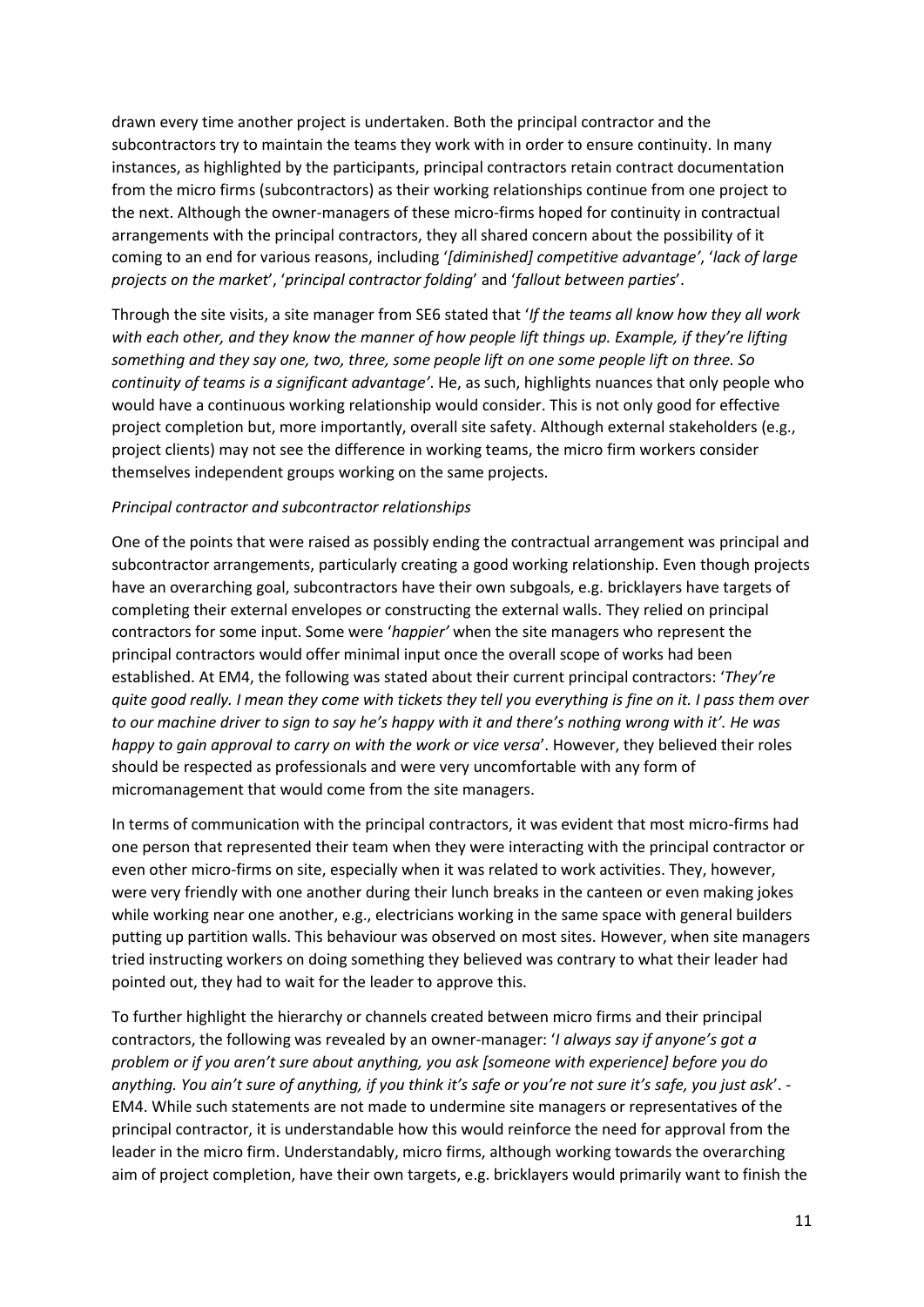drawn every time another project is undertaken. Both the principal contractor and the subcontractors try to maintain the teams they work with in order to ensure continuity. In many instances, as highlighted by the participants, principal contractors retain contract documentation from the micro firms (subcontractors) as their working relationships continue from one project to the next. Although the owner-managers of these micro-firms hoped for continuity in contractual arrangements with the principal contractors, they all shared concern about the possibility of it coming to an end for various reasons, including '*[diminished] competitive advantage*', '*lack of large projects on the market*', '*principal contractor folding*' and '*fallout between parties*'.

Through the site visits, a site manager from SE6 stated that '*If the teams all know how they all work with each other, and they know the manner of how people lift things up. Example, if they're lifting something and they say one, two, three, some people lift on one some people lift on three. So continuity of teams is a significant advantage'*. He, as such, highlights nuances that only people who would have a continuous working relationship would consider. This is not only good for effective project completion but, more importantly, overall site safety. Although external stakeholders (e.g., project clients) may not see the difference in working teams, the micro firm workers consider themselves independent groups working on the same projects.

*Principal contractor and subcontractor relationships*

One of the points that were raised as possibly ending the contractual arrangement was principal and subcontractor arrangements, particularly creating a good working relationship. Even though projects have an overarching goal, subcontractors have their own subgoals, e.g. bricklayers have targets of completing their external envelopes or constructing the external walls. They relied on principal contractors for some input. Some were '*happier'* when the site managers who represent the principal contractors would offer minimal input once the overall scope of works had been established. At EM4, the following was stated about their current principal contractors: '*They're quite good really. I mean they come with tickets they tell you everything is fine on it. I pass them over to our machine driver to sign to say he's happy with it and there's nothing wrong with it'. He was happy to gain approval to carry on with the work or vice versa*'. However, they believed their roles should be respected as professionals and were very uncomfortable with any form of micromanagement that would come from the site managers.

In terms of communication with the principal contractors, it was evident that most micro-firms had one person that represented their team when they were interacting with the principal contractor or even other micro-firms on site, especially when it was related to work activities. They, however, were very friendly with one another during their lunch breaks in the canteen or even making jokes while working near one another, e.g., electricians working in the same space with general builders putting up partition walls. This behaviour was observed on most sites. However, when site managers tried instructing workers on doing something they believed was contrary to what their leader had pointed out, they had to wait for the leader to approve this.

To further highlight the hierarchy or channels created between micro firms and their principal contractors, the following was revealed by an owner-manager: '*I always say if anyone's got a problem or if you aren't sure about anything, you ask [someone with experience] before you do anything. You ain't sure of anything, if you think it's safe or you're not sure it's safe, you just ask*'. - EM4. While such statements are not made to undermine site managers or representatives of the principal contractor, it is understandable how this would reinforce the need for approval from the leader in the micro firm. Understandably, micro firms, although working towards the overarching aim of project completion, have their own targets, e.g. bricklayers would primarily want to finish the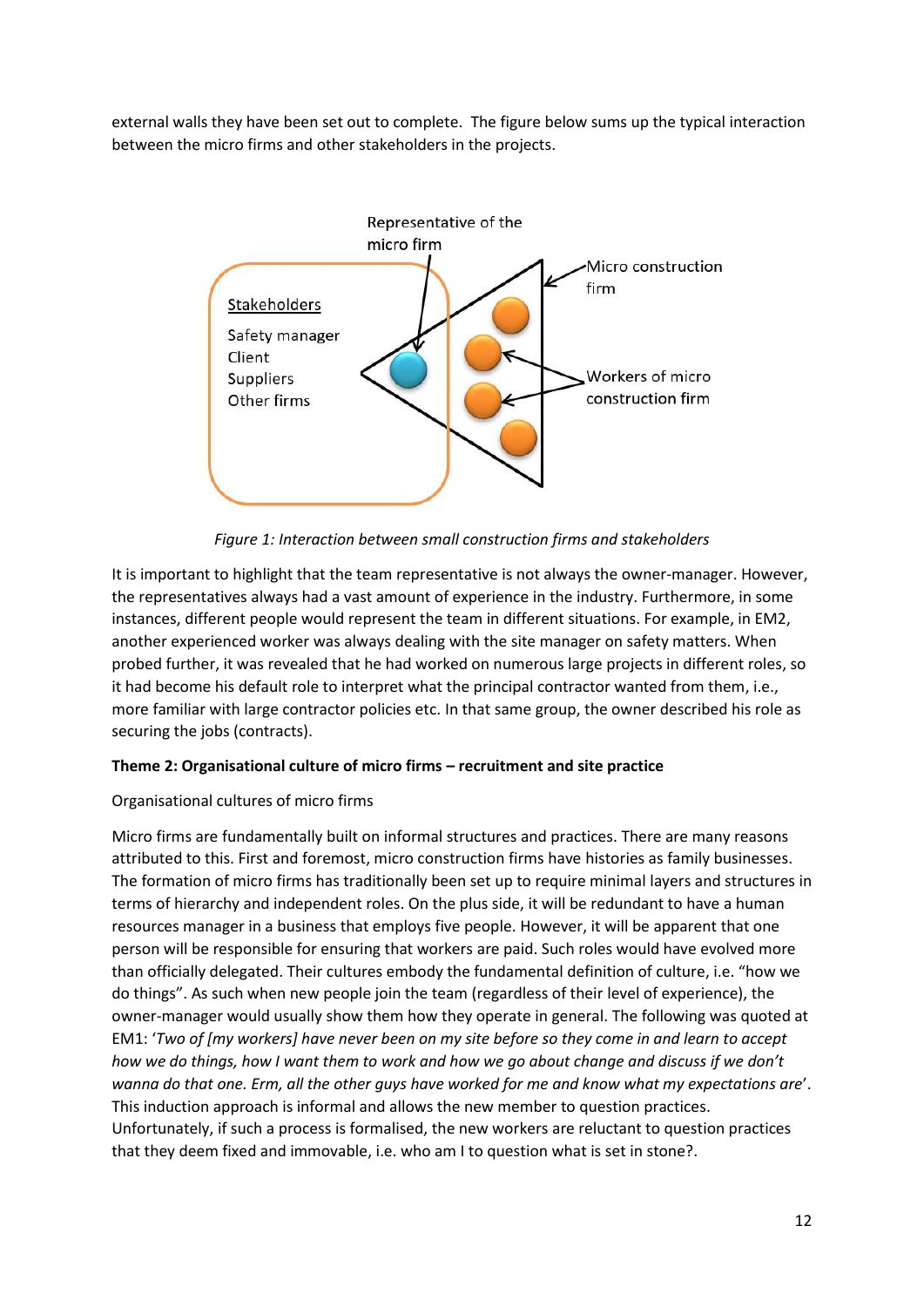external walls they have been set out to complete. The figure below sums up the typical interaction between the micro firms and other stakeholders in the projects.

Representative of the micro firm

Micro construction firm

Stakeholders

Safety manager

Client

Suppliers

Other firms

Workers of micro construction firm

*Figure 1: Interaction between small construction firms and stakeholders*

It is important to highlight that the team representative is not always the owner-manager. However, the representatives always had a vast amount of experience in the industry. Furthermore, in some instances, different people would represent the team in different situations. For example, in EM2, another experienced worker was always dealing with the site manager on safety matters. When probed further, it was revealed that he had worked on numerous large projects in different roles, so it had become his default role to interpret what the principal contractor wanted from them, i.e., more familiar with large contractor policies etc. In that same group, the owner described his role as securing the jobs (contracts).

**Theme 2: Organisational culture of micro firms – recruitment and site practice**

Organisational cultures of micro firms

Micro firms are fundamentally built on informal structures and practices. There are many reasons attributed to this. First and foremost, micro construction firms have histories as family businesses. The formation of micro firms has traditionally been set up to require minimal layers and structures in terms of hierarchy and independent roles. On the plus side, it will be redundant to have a human resources manager in a business that employs five people. However, it will be apparent that one person will be responsible for ensuring that workers are paid. Such roles would have evolved more than officially delegated. Their cultures embody the fundamental definition of culture, i.e. "how we do things". As such when new people join the team (regardless of their level of experience), the owner-manager would usually show them how they operate in general. The following was quoted at EM1: '*Two of [my workers] have never been on my site before so they come in and learn to accept how we do things, how I want them to work and how we go about change and discuss if we don't wanna do that one. Erm, all the other guys have worked for me and know what my expectations are*'. This induction approach is informal and allows the new member to question practices. Unfortunately, if such a process is formalised, the new workers are reluctant to question practices that they deem fixed and immovable, i.e. who am I to question what is set in stone?.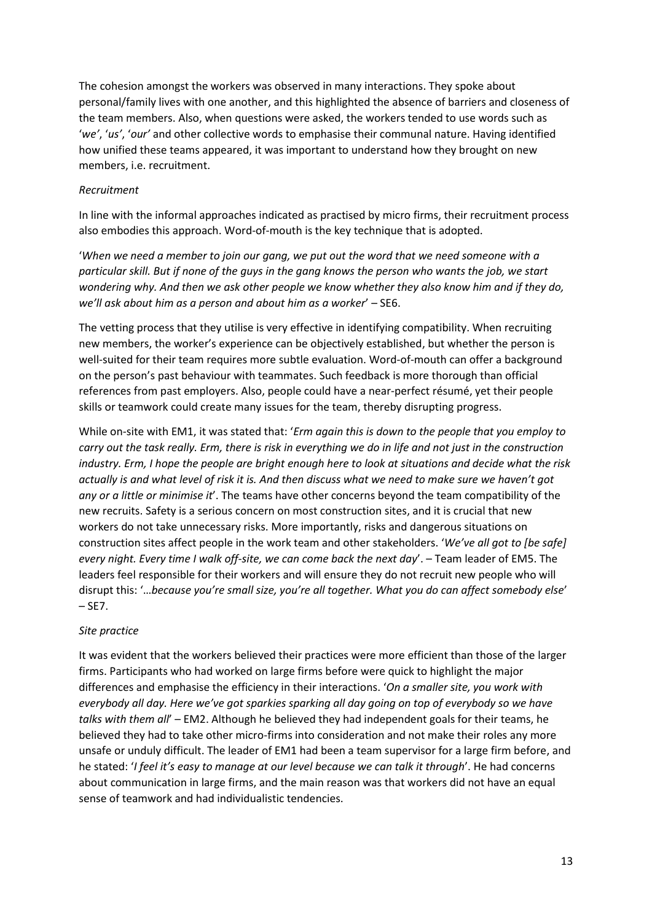The cohesion amongst the workers was observed in many interactions. They spoke about personal/family lives with one another, and this highlighted the absence of barriers and closeness of the team members. Also, when questions were asked, the workers tended to use words such as '*we'*, '*us'*, '*our'* and other collective words to emphasise their communal nature. Having identified how unified these teams appeared, it was important to understand how they brought on new members, i.e. recruitment.

*Recruitment*

In line with the informal approaches indicated as practised by micro firms, their recruitment process also embodies this approach. Word-of-mouth is the key technique that is adopted.

'*When we need a member to join our gang, we put out the word that we need someone with a particular skill. But if none of the guys in the gang knows the person who wants the job, we start wondering why. And then we ask other people we know whether they also know him and if they do, we'll ask about him as a person and about him as a worker*' – SE6.

The vetting process that they utilise is very effective in identifying compatibility. When recruiting new members, the worker's experience can be objectively established, but whether the person is well-suited for their team requires more subtle evaluation. Word-of-mouth can offer a background on the person's past behaviour with teammates. Such feedback is more thorough than official references from past employers. Also, people could have a near-perfect résumé, yet their people skills or teamwork could create many issues for the team, thereby disrupting progress.

While on-site with EM1, it was stated that: '*Erm again this is down to the people that you employ to carry out the task really. Erm, there is risk in everything we do in life and not just in the construction industry. Erm, I hope the people are bright enough here to look at situations and decide what the risk actually is and what level of risk it is. And then discuss what we need to make sure we haven't got any or a little or minimise it*'. The teams have other concerns beyond the team compatibility of the new recruits. Safety is a serious concern on most construction sites, and it is crucial that new workers do not take unnecessary risks. More importantly, risks and dangerous situations on construction sites affect people in the work team and other stakeholders. '*We've all got to [be safe] every night. Every time I walk off-site, we can come back the next day*'. – Team leader of EM5. The leaders feel responsible for their workers and will ensure they do not recruit new people who will disrupt this: '…*because you're small size, you're all together. What you do can affect somebody else*' – SE7.

*Site practice*

It was evident that the workers believed their practices were more efficient than those of the larger firms. Participants who had worked on large firms before were quick to highlight the major differences and emphasise the efficiency in their interactions. '*On a smaller site, you work with everybody all day. Here we've got sparkies sparking all day going on top of everybody so we have talks with them all*' – EM2. Although he believed they had independent goals for their teams, he believed they had to take other micro-firms into consideration and not make their roles any more unsafe or unduly difficult. The leader of EM1 had been a team supervisor for a large firm before, and he stated: '*I feel it's easy to manage at our level because we can talk it through*'. He had concerns about communication in large firms, and the main reason was that workers did not have an equal sense of teamwork and had individualistic tendencies.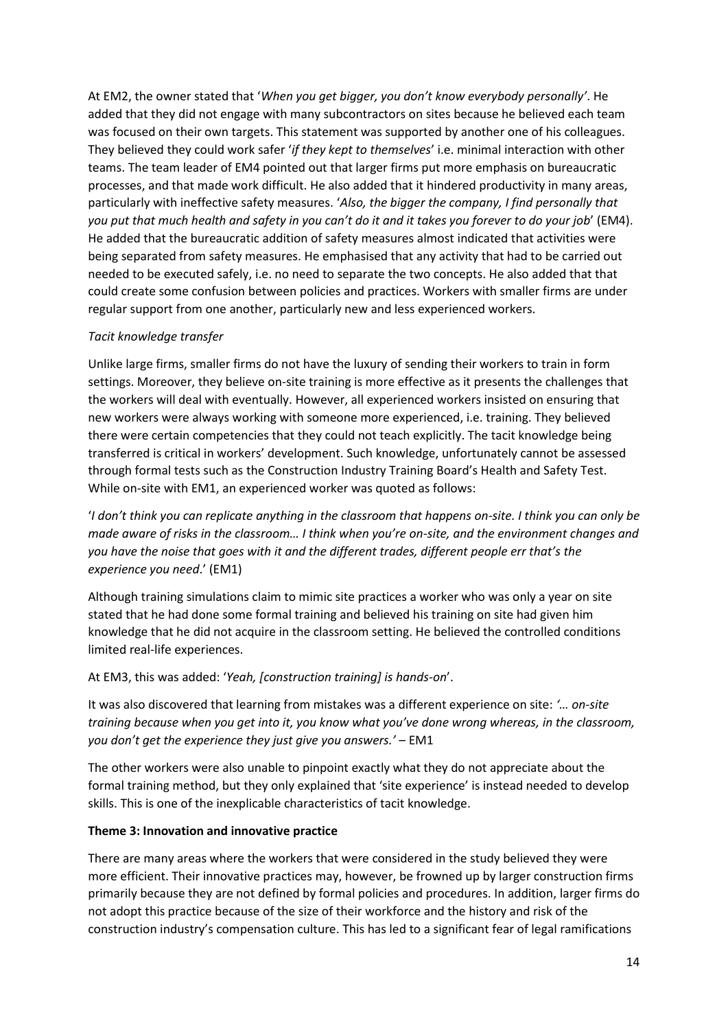At EM2, the owner stated that '*When you get bigger, you don't know everybody personally*'. He added that they did not engage with many subcontractors on sites because he believed each team was focused on their own targets. This statement was supported by another one of his colleagues. They believed they could work safer '*if they kept to themselves*' i.e. minimal interaction with other teams. The team leader of EM4 pointed out that larger firms put more emphasis on bureaucratic processes, and that made work difficult. He also added that it hindered productivity in many areas, particularly with ineffective safety measures. '*Also, the bigger the company, I find personally that you put that much health and safety in you can't do it and it takes you forever to do your job*' (EM4). He added that the bureaucratic addition of safety measures almost indicated that activities were being separated from safety measures. He emphasised that any activity that had to be carried out needed to be executed safely, i.e. no need to separate the two concepts. He also added that that could create some confusion between policies and practices. Workers with smaller firms are under regular support from one another, particularly new and less experienced workers.

*Tacit knowledge transfer*

Unlike large firms, smaller firms do not have the luxury of sending their workers to train in form settings. Moreover, they believe on-site training is more effective as it presents the challenges that the workers will deal with eventually. However, all experienced workers insisted on ensuring that new workers were always working with someone more experienced, i.e. training. They believed there were certain competencies that they could not teach explicitly. The tacit knowledge being transferred is critical in workers' development. Such knowledge, unfortunately cannot be assessed through formal tests such as the Construction Industry Training Board's Health and Safety Test. While on-site with EM1, an experienced worker was quoted as follows:

'*I don't think you can replicate anything in the classroom that happens on-site. I think you can only be made aware of risks in the classroom… I think when you're on-site, and the environment changes and you have the noise that goes with it and the different trades, different people err that's the experience you need*.' (EM1)

Although training simulations claim to mimic site practices a worker who was only a year on site stated that he had done some formal training and believed his training on site had given him knowledge that he did not acquire in the classroom setting. He believed the controlled conditions limited real-life experiences.

At EM3, this was added: '*Yeah, [construction training] is hands-on*'.

It was also discovered that learning from mistakes was a different experience on site: *'… on-site training because when you get into it, you know what you've done wrong whereas, in the classroom, you don't get the experience they just give you answers.'* – EM1

The other workers were also unable to pinpoint exactly what they do not appreciate about the formal training method, but they only explained that 'site experience' is instead needed to develop skills. This is one of the inexplicable characteristics of tacit knowledge.

**Theme 3: Innovation and innovative practice**

There are many areas where the workers that were considered in the study believed they were more efficient. Their innovative practices may, however, be frowned up by larger construction firms primarily because they are not defined by formal policies and procedures. In addition, larger firms do not adopt this practice because of the size of their workforce and the history and risk of the construction industry's compensation culture. This has led to a significant fear of legal ramifications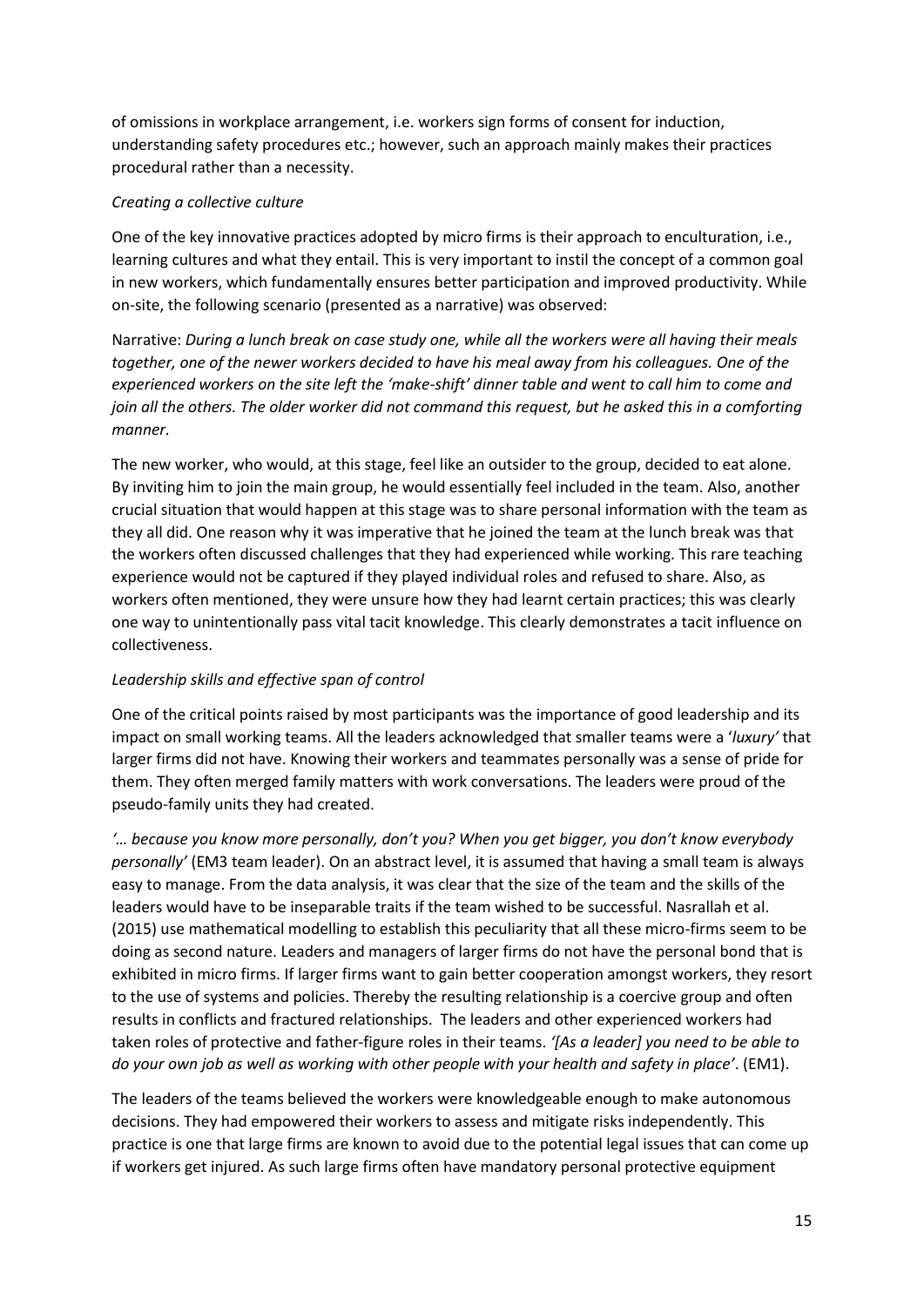of omissions in workplace arrangement, i.e. workers sign forms of consent for induction, understanding safety procedures etc.; however, such an approach mainly makes their practices procedural rather than a necessity.

*Creating a collective culture*

One of the key innovative practices adopted by micro firms is their approach to enculturation, i.e., learning cultures and what they entail. This is very important to instil the concept of a common goal in new workers, which fundamentally ensures better participation and improved productivity. While on-site, the following scenario (presented as a narrative) was observed:

Narrative: *During a lunch break on case study one, while all the workers were all having their meals together, one of the newer workers decided to have his meal away from his colleagues. One of the experienced workers on the site left the 'make-shift' dinner table and went to call him to come and join all the others. The older worker did not command this request, but he asked this in a comforting manner.*

The new worker, who would, at this stage, feel like an outsider to the group, decided to eat alone. By inviting him to join the main group, he would essentially feel included in the team. Also, another crucial situation that would happen at this stage was to share personal information with the team as they all did. One reason why it was imperative that he joined the team at the lunch break was that the workers often discussed challenges that they had experienced while working. This rare teaching experience would not be captured if they played individual roles and refused to share. Also, as workers often mentioned, they were unsure how they had learnt certain practices; this was clearly one way to unintentionally pass vital tacit knowledge. This clearly demonstrates a tacit influence on collectiveness.

*Leadership skills and effective span of control*

One of the critical points raised by most participants was the importance of good leadership and its impact on small working teams. All the leaders acknowledged that smaller teams were a '*luxury*' that larger firms did not have. Knowing their workers and teammates personally was a sense of pride for them. They often merged family matters with work conversations. The leaders were proud of the pseudo-family units they had created.

*'… because you know more personally, don't you? When you get bigger, you don't know everybody personally'* (EM3 team leader). On an abstract level, it is assumed that having a small team is always easy to manage. From the data analysis, it was clear that the size of the team and the skills of the leaders would have to be inseparable traits if the team wished to be successful. Nasrallah et al. (2015) use mathematical modelling to establish this peculiarity that all these micro-firms seem to be doing as second nature. Leaders and managers of larger firms do not have the personal bond that is exhibited in micro firms. If larger firms want to gain better cooperation amongst workers, they resort to the use of systems and policies. Thereby the resulting relationship is a coercive group and often results in conflicts and fractured relationships. The leaders and other experienced workers had taken roles of protective and father-figure roles in their teams. *'[As a leader] you need to be able to do your own job as well as working with other people with your health and safety in place'*. (EM1).

The leaders of the teams believed the workers were knowledgeable enough to make autonomous decisions. They had empowered their workers to assess and mitigate risks independently. This practice is one that large firms are known to avoid due to the potential legal issues that can come up if workers get injured. As such large firms often have mandatory personal protective equipment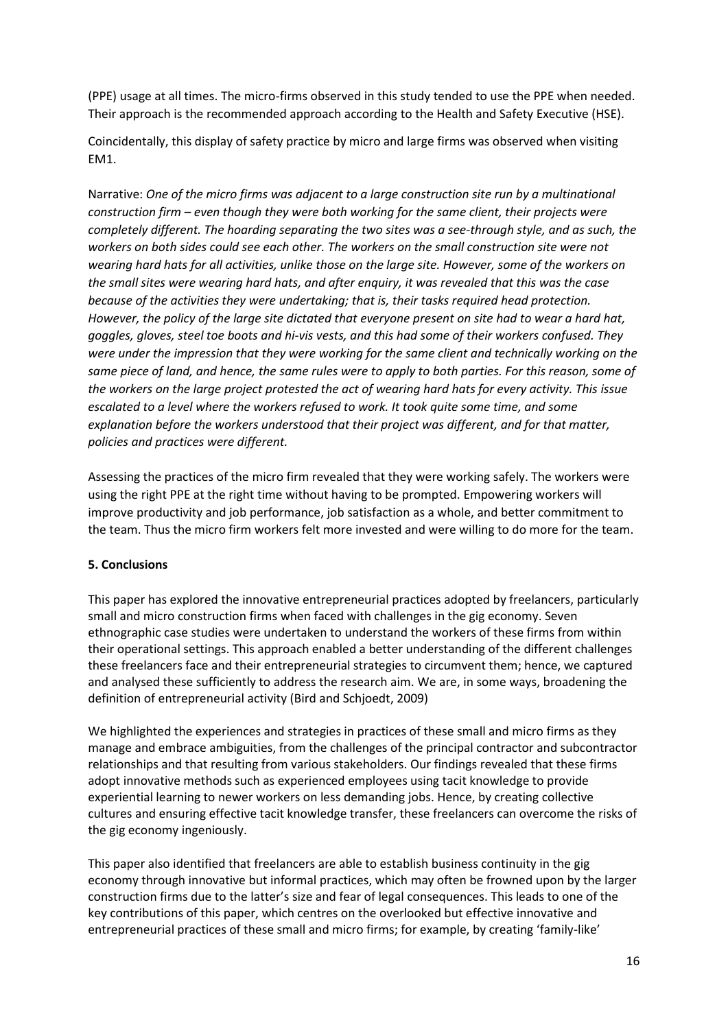(PPE) usage at all times. The micro-firms observed in this study tended to use the PPE when needed. Their approach is the recommended approach according to the Health and Safety Executive (HSE).

Coincidentally, this display of safety practice by micro and large firms was observed when visiting EM1.

Narrative: *One of the micro firms was adjacent to a large construction site run by a multinational construction firm – even though they were both working for the same client, their projects were completely different. The hoarding separating the two sites was a see-through style, and as such, the workers on both sides could see each other. The workers on the small construction site were not wearing hard hats for all activities, unlike those on the large site. However, some of the workers on the small sites were wearing hard hats, and after enquiry, it was revealed that this was the case because of the activities they were undertaking; that is, their tasks required head protection. However, the policy of the large site dictated that everyone present on site had to wear a hard hat, goggles, gloves, steel toe boots and hi-vis vests, and this had some of their workers confused. They were under the impression that they were working for the same client and technically working on the same piece of land, and hence, the same rules were to apply to both parties. For this reason, some of the workers on the large project protested the act of wearing hard hats for every activity. This issue escalated to a level where the workers refused to work. It took quite some time, and some explanation before the workers understood that their project was different, and for that matter, policies and practices were different.*

Assessing the practices of the micro firm revealed that they were working safely. The workers were using the right PPE at the right time without having to be prompted. Empowering workers will improve productivity and job performance, job satisfaction as a whole, and better commitment to the team. Thus the micro firm workers felt more invested and were willing to do more for the team.

## 5. Conclusions

This paper has explored the innovative entrepreneurial practices adopted by freelancers, particularly small and micro construction firms when faced with challenges in the gig economy. Seven ethnographic case studies were undertaken to understand the workers of these firms from within their operational settings. This approach enabled a better understanding of the different challenges these freelancers face and their entrepreneurial strategies to circumvent them; hence, we captured and analysed these sufficiently to address the research aim. We are, in some ways, broadening the definition of entrepreneurial activity (Bird and Schjoedt, 2009)

We highlighted the experiences and strategies in practices of these small and micro firms as they manage and embrace ambiguities, from the challenges of the principal contractor and subcontractor relationships and that resulting from various stakeholders. Our findings revealed that these firms adopt innovative methods such as experienced employees using tacit knowledge to provide experiential learning to newer workers on less demanding jobs. Hence, by creating collective cultures and ensuring effective tacit knowledge transfer, these freelancers can overcome the risks of the gig economy ingeniously.

This paper also identified that freelancers are able to establish business continuity in the gig economy through innovative but informal practices, which may often be frowned upon by the larger construction firms due to the latter's size and fear of legal consequences. This leads to one of the key contributions of this paper, which centres on the overlooked but effective innovative and entrepreneurial practices of these small and micro firms; for example, by creating 'family-like'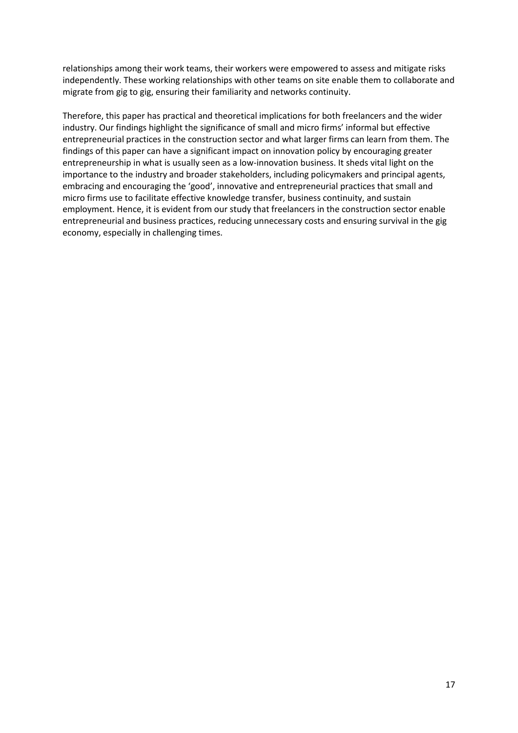relationships among their work teams, their workers were empowered to assess and mitigate risks independently. These working relationships with other teams on site enable them to collaborate and migrate from gig to gig, ensuring their familiarity and networks continuity.

Therefore, this paper has practical and theoretical implications for both freelancers and the wider industry. Our findings highlight the significance of small and micro firms' informal but effective entrepreneurial practices in the construction sector and what larger firms can learn from them. The findings of this paper can have a significant impact on innovation policy by encouraging greater entrepreneurship in what is usually seen as a low-innovation business. It sheds vital light on the importance to the industry and broader stakeholders, including policymakers and principal agents, embracing and encouraging the 'good', innovative and entrepreneurial practices that small and micro firms use to facilitate effective knowledge transfer, business continuity, and sustain employment. Hence, it is evident from our study that freelancers in the construction sector enable entrepreneurial and business practices, reducing unnecessary costs and ensuring survival in the gig economy, especially in challenging times.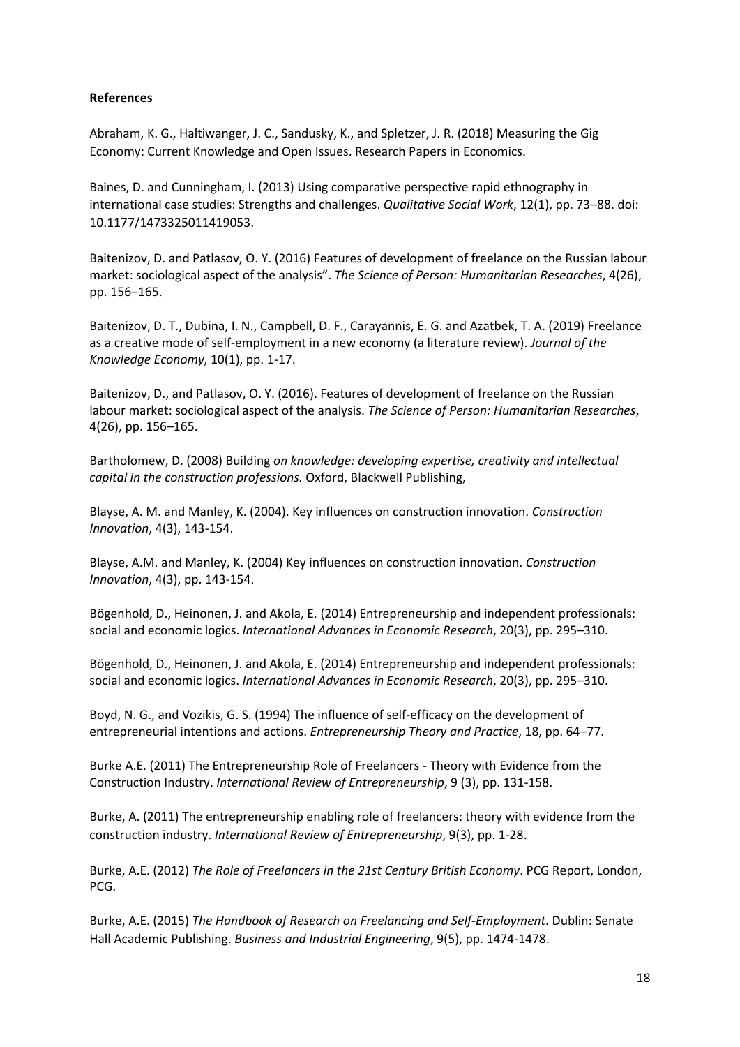**References**

Abraham, K. G., Haltiwanger, J. C., Sandusky, K., and Spletzer, J. R. (2018) Measuring the Gig Economy: Current Knowledge and Open Issues. Research Papers in Economics.

Baines, D. and Cunningham, I. (2013) Using comparative perspective rapid ethnography in international case studies: Strengths and challenges. *Qualitative Social Work*, 12(1), pp. 73–88. doi: 10.1177/1473325011419053.

Baitenizov, D. and Patlasov, O. Y. (2016) Features of development of freelance on the Russian labour market: sociological aspect of the analysis". *The Science of Person: Humanitarian Researches*, 4(26), pp. 156–165.

Baitenizov, D. T., Dubina, I. N., Campbell, D. F., Carayannis, E. G. and Azatbek, T. A. (2019) Freelance as a creative mode of self-employment in a new economy (a literature review). *Journal of the Knowledge Economy*, 10(1), pp. 1-17.

Baitenizov, D., and Patlasov, O. Y. (2016). Features of development of freelance on the Russian labour market: sociological aspect of the analysis. *The Science of Person: Humanitarian Researches*, 4(26), pp. 156–165.

Bartholomew, D. (2008) Building *on knowledge: developing expertise, creativity and intellectual capital in the construction professions.* Oxford, Blackwell Publishing,

Blayse, A. M. and Manley, K. (2004). Key influences on construction innovation. *Construction Innovation*, 4(3), 143-154.

Blayse, A.M. and Manley, K. (2004) Key influences on construction innovation. *Construction Innovation*, 4(3), pp. 143-154.

Bögenhold, D., Heinonen, J. and Akola, E. (2014) Entrepreneurship and independent professionals: social and economic logics. *International Advances in Economic Research*, 20(3), pp. 295–310.

Bögenhold, D., Heinonen, J. and Akola, E. (2014) Entrepreneurship and independent professionals: social and economic logics. *International Advances in Economic Research*, 20(3), pp. 295–310.

Boyd, N. G., and Vozikis, G. S. (1994) The influence of self-efficacy on the development of entrepreneurial intentions and actions. *Entrepreneurship Theory and Practice*, 18, pp. 64–77.

Burke A.E. (2011) The Entrepreneurship Role of Freelancers - Theory with Evidence from the Construction Industry. *International Review of Entrepreneurship*, 9 (3), pp. 131-158.

Burke, A. (2011) The entrepreneurship enabling role of freelancers: theory with evidence from the construction industry. *International Review of Entrepreneurship*, 9(3), pp. 1-28.

Burke, A.E. (2012) *The Role of Freelancers in the 21st Century British Economy*. PCG Report, London, PCG.

Burke, A.E. (2015) *The Handbook of Research on Freelancing and Self-Employment*. Dublin: Senate Hall Academic Publishing. *Business and Industrial Engineering*, 9(5), pp. 1474-1478.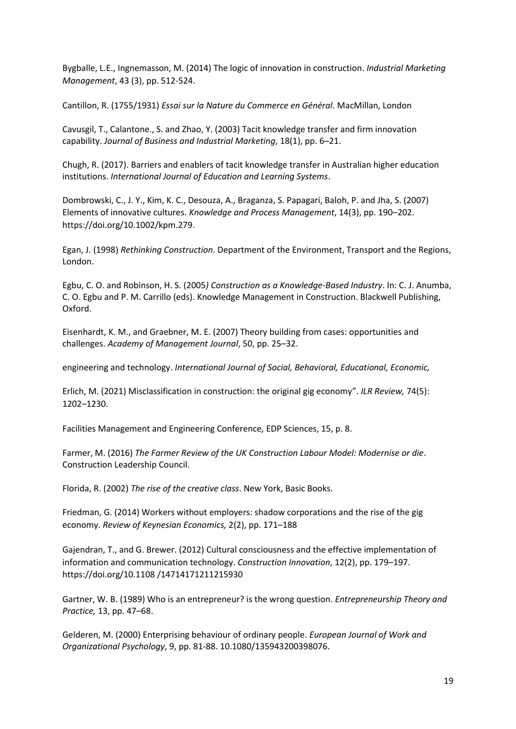Bygballe, L.E., Ingnemasson, M. (2014) The logic of innovation in construction. *Industrial Marketing Management*, 43 (3), pp. 512-524.

Cantillon, R. (1755/1931) *Essai sur la Nature du Commerce en Général*. MacMillan, London

Cavusgil, T., Calantone., S. and Zhao, Y. (2003) Tacit knowledge transfer and firm innovation capability. *Journal of Business and Industrial Marketing*, 18(1), pp. 6–21.

Chugh, R. (2017). Barriers and enablers of tacit knowledge transfer in Australian higher education institutions. *International Journal of Education and Learning Systems*.

Dombrowski, C., J. Y., Kim, K. C., Desouza, A., Braganza, S. Papagari, Baloh, P. and Jha, S. (2007) Elements of innovative cultures. *Knowledge and Process Management*, 14(3), pp. 190–202. https://doi.org/10.1002/kpm.279.

Egan, J. (1998) *Rethinking Construction*. Department of the Environment, Transport and the Regions, London.

Egbu, C. O. and Robinson, H. S. (2005*) Construction as a Knowledge-Based Industry*. In: C. J. Anumba, C. O. Egbu and P. M. Carrillo (eds). Knowledge Management in Construction. Blackwell Publishing, Oxford.

Eisenhardt, K. M., and Graebner, M. E. (2007) Theory building from cases: opportunities and challenges. *Academy of Management Journal*, 50, pp. 25–32.

engineering and technology. *International Journal of Social, Behavioral, Educational, Economic,*

Erlich, M. (2021) Misclassification in construction: the original gig economy". *ILR Review,* 74(5): 1202–1230.

Facilities Management and Engineering Conference*,* EDP Sciences, 15, p. 8.

Farmer, M. (2016) *The Farmer Review of the UK Construction Labour Model: Modernise or die*. Construction Leadership Council.

Florida, R. (2002) *The rise of the creative class*. New York, Basic Books.

Friedman, G. (2014) Workers without employers: shadow corporations and the rise of the gig economy. *Review of Keynesian Economics,* 2(2), pp. 171–188

Gajendran, T., and G. Brewer. (2012) Cultural consciousness and the effective implementation of information and communication technology. *Construction Innovation*, 12(2), pp. 179–197. https://doi.org/10.1108 /14714171211215930

Gartner, W. B. (1989) Who is an entrepreneur? is the wrong question. *Entrepreneurship Theory and Practice,* 13, pp. 47–68.

Gelderen, M. (2000) Enterprising behaviour of ordinary people. *European Journal of Work and Organizational Psychology*, 9, pp. 81-88. 10.1080/135943200398076.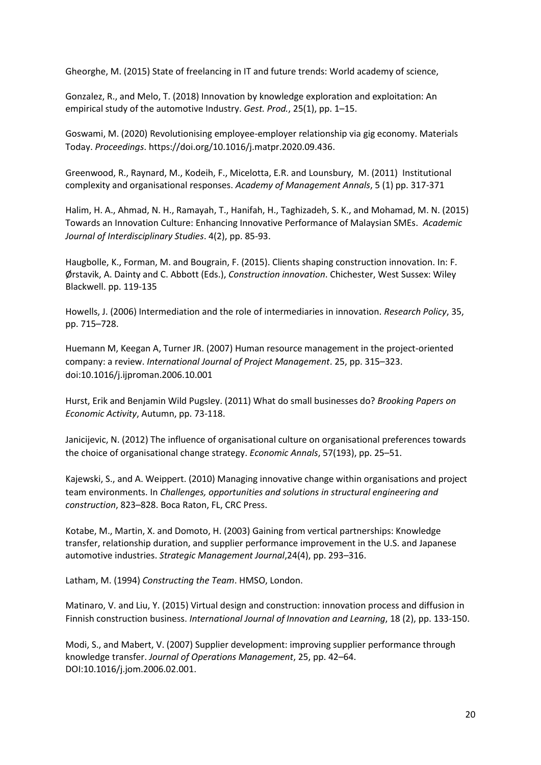Gheorghe, M. (2015) State of freelancing in IT and future trends: World academy of science,

Gonzalez, R., and Melo, T. (2018) Innovation by knowledge exploration and exploitation: An empirical study of the automotive Industry. *Gest. Prod.*, 25(1), pp. 1–15.

Goswami, M. (2020) Revolutionising employee-employer relationship via gig economy. Materials Today. *Proceedings*. https://doi.org/10.1016/j.matpr.2020.09.436.

Greenwood, R., Raynard, M., Kodeih, F., Micelotta, E.R. and Lounsbury, M. (2011) Institutional complexity and organisational responses. *Academy of Management Annals*, 5 (1) pp. 317-371

Halim, H. A., Ahmad, N. H., Ramayah, T., Hanifah, H., Taghizadeh, S. K., and Mohamad, M. N. (2015) Towards an Innovation Culture: Enhancing Innovative Performance of Malaysian SMEs. *Academic Journal of Interdisciplinary Studies*. 4(2), pp. 85-93.

Haugbolle, K., Forman, M. and Bougrain, F. (2015). Clients shaping construction innovation. In: F. Ørstavik, A. Dainty and C. Abbott (Eds.), *Construction innovation*. Chichester, West Sussex: Wiley Blackwell. pp. 119-135

Howells, J. (2006) Intermediation and the role of intermediaries in innovation. *Research Policy*, 35, pp. 715–728.

Huemann M, Keegan A, Turner JR. (2007) Human resource management in the project-oriented company: a review. *International Journal of Project Management*. 25, pp. 315–323. doi:10.1016/j.ijproman.2006.10.001

Hurst, Erik and Benjamin Wild Pugsley. (2011) What do small businesses do? *Brooking Papers on Economic Activity*, Autumn, pp. 73-118.

Janicijevic, N. (2012) The influence of organisational culture on organisational preferences towards the choice of organisational change strategy. *Economic Annals*, 57(193), pp. 25–51.

Kajewski, S., and A. Weippert. (2010) Managing innovative change within organisations and project team environments. In *Challenges, opportunities and solutions in structural engineering and construction*, 823–828. Boca Raton, FL, CRC Press.

Kotabe, M., Martin, X. and Domoto, H. (2003) Gaining from vertical partnerships: Knowledge transfer, relationship duration, and supplier performance improvement in the U.S. and Japanese automotive industries. *Strategic Management Journal*,24(4), pp. 293–316.

Latham, M. (1994) *Constructing the Team*. HMSO, London.

Matinaro, V. and Liu, Y. (2015) Virtual design and construction: innovation process and diffusion in Finnish construction business. *International Journal of Innovation and Learning*, 18 (2), pp. 133-150.

Modi, S., and Mabert, V. (2007) Supplier development: improving supplier performance through knowledge transfer. *Journal of Operations Management*, 25, pp. 42–64. DOI:10.1016/j.jom.2006.02.001.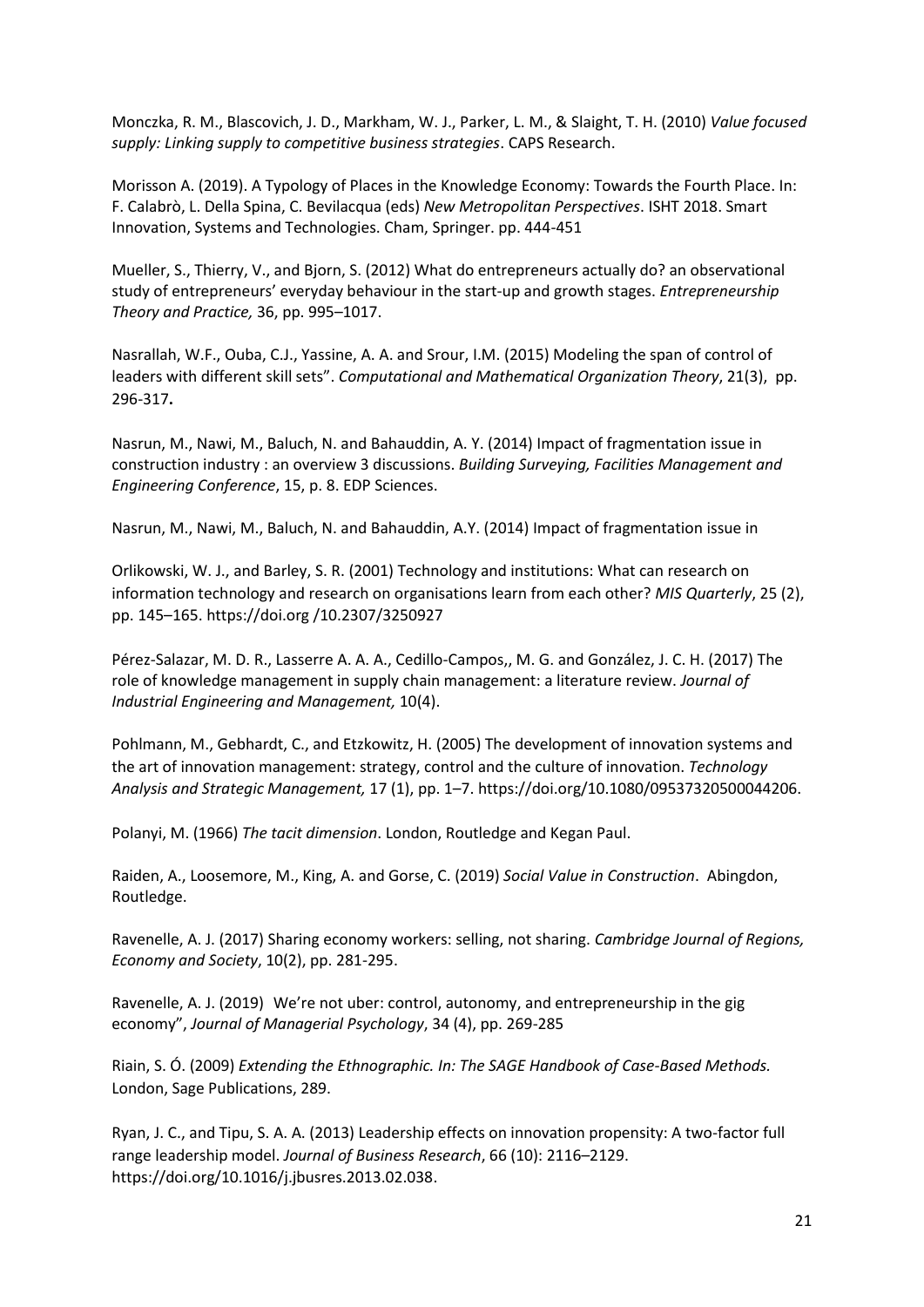Monczka, R. M., Blascovich, J. D., Markham, W. J., Parker, L. M., & Slaight, T. H. (2010) *Value focused supply: Linking supply to competitive business strategies*. CAPS Research.

Morisson A. (2019). A Typology of Places in the Knowledge Economy: Towards the Fourth Place. In: F. Calabrò, L. Della Spina, C. Bevilacqua (eds) *New Metropolitan Perspectives*. ISHT 2018. Smart Innovation, Systems and Technologies. Cham, Springer. pp. 444-451

Mueller, S., Thierry, V., and Bjorn, S. (2012) What do entrepreneurs actually do? an observational study of entrepreneurs' everyday behaviour in the start-up and growth stages. *Entrepreneurship Theory and Practice,* 36, pp. 995–1017.

Nasrallah, W.F., Ouba, C.J., Yassine, A. A. and Srour, I.M. (2015) Modeling the span of control of leaders with different skill sets". *Computational and Mathematical Organization Theory*, 21(3), pp. 296-317**.**

Nasrun, M., Nawi, M., Baluch, N. and Bahauddin, A. Y. (2014) Impact of fragmentation issue in construction industry : an overview 3 discussions. *Building Surveying, Facilities Management and Engineering Conference*, 15, p. 8. EDP Sciences.

Nasrun, M., Nawi, M., Baluch, N. and Bahauddin, A.Y. (2014) Impact of fragmentation issue in

Orlikowski, W. J., and Barley, S. R. (2001) Technology and institutions: What can research on information technology and research on organisations learn from each other? *MIS Quarterly*, 25 (2), pp. 145–165. https://doi.org /10.2307/3250927

Pérez-Salazar, M. D. R., Lasserre A. A. A., Cedillo-Campos,, M. G. and González, J. C. H. (2017) The role of knowledge management in supply chain management: a literature review. *Journal of Industrial Engineering and Management,* 10(4).

Pohlmann, M., Gebhardt, C., and Etzkowitz, H. (2005) The development of innovation systems and the art of innovation management: strategy, control and the culture of innovation. *Technology Analysis and Strategic Management,* 17 (1), pp. 1–7. https://doi.org/10.1080/09537320500044206.

Polanyi, M. (1966) *The tacit dimension*. London, Routledge and Kegan Paul.

Raiden, A., Loosemore, M., King, A. and Gorse, C. (2019) *Social Value in Construction*. Abingdon, Routledge.

Ravenelle, A. J. (2017) Sharing economy workers: selling, not sharing. *Cambridge Journal of Regions, Economy and Society*, 10(2), pp. 281-295.

Ravenelle, A. J. (2019) We're not uber: control, autonomy, and entrepreneurship in the gig economy", *Journal of Managerial Psychology*, 34 (4), pp. 269-285

Riain, S. Ó. (2009) *Extending the Ethnographic. In: The SAGE Handbook of Case-Based Methods.* London, Sage Publications, 289.

Ryan, J. C., and Tipu, S. A. A. (2013) Leadership effects on innovation propensity: A two-factor full range leadership model. *Journal of Business Research*, 66 (10): 2116–2129. https://doi.org/10.1016/j.jbusres.2013.02.038.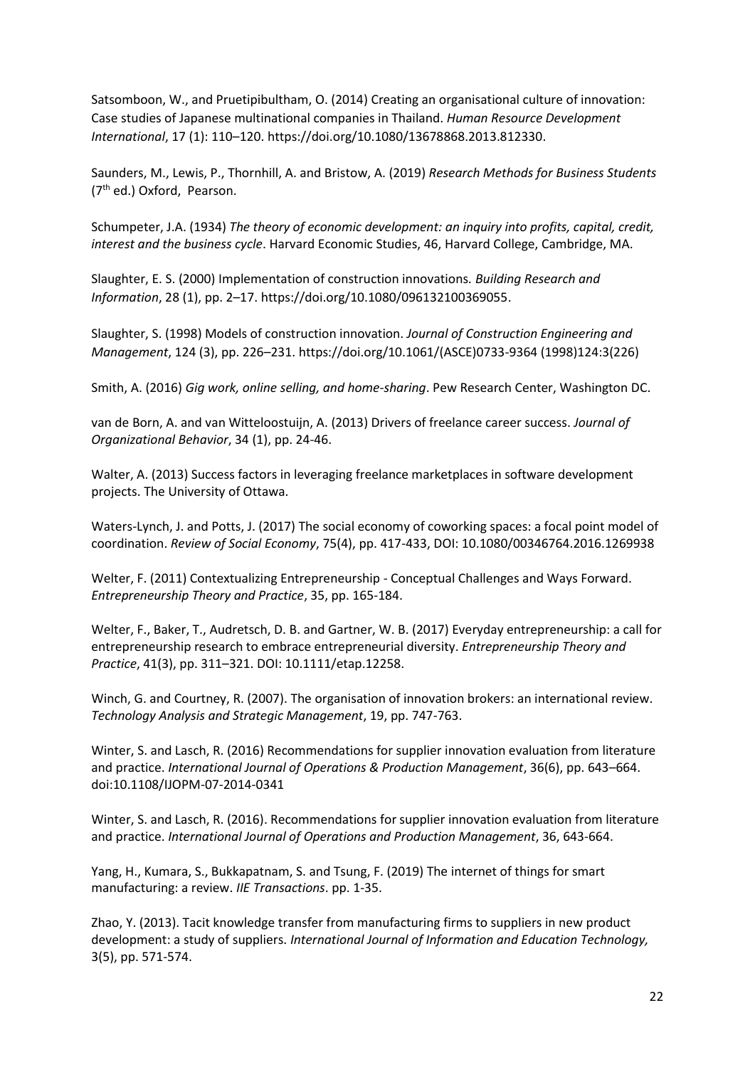Satsomboon, W., and Pruetipibultham, O. (2014) Creating an organisational culture of innovation: Case studies of Japanese multinational companies in Thailand. *Human Resource Development International*, 17 (1): 110–120. https://doi.org/10.1080/13678868.2013.812330.

Saunders, M., Lewis, P., Thornhill, A. and Bristow, A. (2019) *Research Methods for Business Students* (7th ed.) Oxford, Pearson.

Schumpeter, J.A. (1934) *The theory of economic development: an inquiry into profits, capital, credit, interest and the business cycle*. Harvard Economic Studies, 46, Harvard College, Cambridge, MA.

Slaughter, E. S. (2000) Implementation of construction innovations*. Building Research and Information*, 28 (1), pp. 2–17. https://doi.org/10.1080/096132100369055.

Slaughter, S. (1998) Models of construction innovation. *Journal of Construction Engineering and Management*, 124 (3), pp. 226–231. https://doi.org/10.1061/(ASCE)0733-9364 (1998)124:3(226)

Smith, A. (2016) *Gig work, online selling, and home-sharing*. Pew Research Center, Washington DC.

van de Born, A. and van Witteloostuijn, A. (2013) Drivers of freelance career success. *Journal of Organizational Behavior*, 34 (1), pp. 24-46.

Walter, A. (2013) Success factors in leveraging freelance marketplaces in software development projects. The University of Ottawa.

Waters-Lynch, J. and Potts, J. (2017) The social economy of coworking spaces: a focal point model of coordination. *Review of Social Economy*, 75(4), pp. 417-433, DOI: 10.1080/00346764.2016.1269938

Welter, F. (2011) Contextualizing Entrepreneurship - Conceptual Challenges and Ways Forward. *Entrepreneurship Theory and Practice*, 35, pp. 165-184.

Welter, F., Baker, T., Audretsch, D. B. and Gartner, W. B. (2017) Everyday entrepreneurship: a call for entrepreneurship research to embrace entrepreneurial diversity. *Entrepreneurship Theory and Practice*, 41(3), pp. 311–321. DOI: 10.1111/etap.12258.

Winch, G. and Courtney, R. (2007). The organisation of innovation brokers: an international review. *Technology Analysis and Strategic Management*, 19, pp. 747-763.

Winter, S. and Lasch, R. (2016) Recommendations for supplier innovation evaluation from literature and practice. *International Journal of Operations & Production Management*, 36(6), pp. 643–664. doi:10.1108/IJOPM-07-2014-0341

Winter, S. and Lasch, R. (2016). Recommendations for supplier innovation evaluation from literature and practice. *International Journal of Operations and Production Management*, 36, 643-664.

Yang, H., Kumara, S., Bukkapatnam, S. and Tsung, F. (2019) The internet of things for smart manufacturing: a review. *IIE Transactions*. pp. 1-35.

Zhao, Y. (2013). Tacit knowledge transfer from manufacturing firms to suppliers in new product development: a study of suppliers. *International Journal of Information and Education Technology,* 3(5), pp. 571-574.